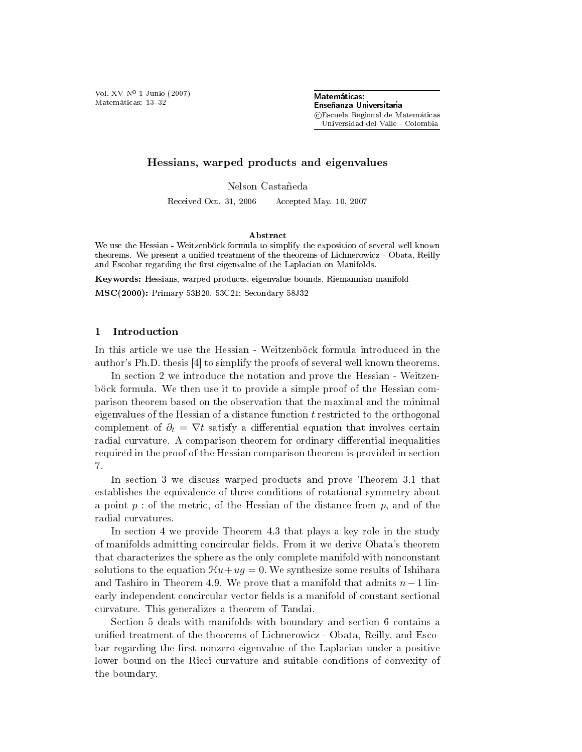# Hessians, warped products and eigenvalues

Nelson Castañeda

Received Oct. 31, 2006 Accepted May. 10, 2007

**Abstract**

We use the Hessian - Weitzenböck formula to simplify the exposition of several well known theorems. We present a unified treatment of the theorems of Lichnerowicz - Obata, Reilly and Escobar regarding the first eigenvalue of the Laplacian on Manifolds.

**Keywords:** Hessians, warped products, eigenvalue bounds, Riemannian manifold

**MSC(2000):** Primary 53B20, 53C21; Secondary 58J32

## 1 Introduction

In this article we use the Hessian - Weitzenböck formula introduced in the author's Ph.D. thesis [4] to simplify the proofs of several well known theorems.

In section 2 we introduce the notation and prove the Hessian - Weitzenböck formula. We then use it to provide a simple proof of the Hessian comparison theorem based on the observation that the maximal and the minimal eigenvalues of the Hessian of a distance function $t$ restricted to the orthogonal complement of $\partial_t = \nabla t$ satisfy a differential equation that involves certain radial curvature. A comparison theorem for ordinary differential inequalities required in the proof of the Hessian comparison theorem is provided in section 7.

In section 3 we discuss warped products and prove Theorem 3.1 that establishes the equivalence of three conditions of rotational symmetry about a point $p$ : of the metric, of the Hessian of the distance from $p$, and of the radial curvatures.

In section 4 we provide Theorem 4.3 that plays a key role in the study of manifolds admitting concircular fields. From it we derive Obata's theorem that characterizes the sphere as the only complete manifold with nonconstant solutions to the equation $\mathcal{H}u + ug = 0$. We synthesize some results of Ishihara and Tashiro in Theorem 4.9. We prove that a manifold that admits $n-1$ linearly independent concircular vector fields is a manifold of constant sectional curvature. This generalizes a theorem of Tandai.

Section 5 deals with manifolds with boundary and section 6 contains a unified treatment of the theorems of Lichnerowicz - Obata, Reilly, and Escobar regarding the first nonzero eigenvalue of the Laplacian under a positive lower bound on the Ricci curvature and suitable conditions of convexity of the boundary.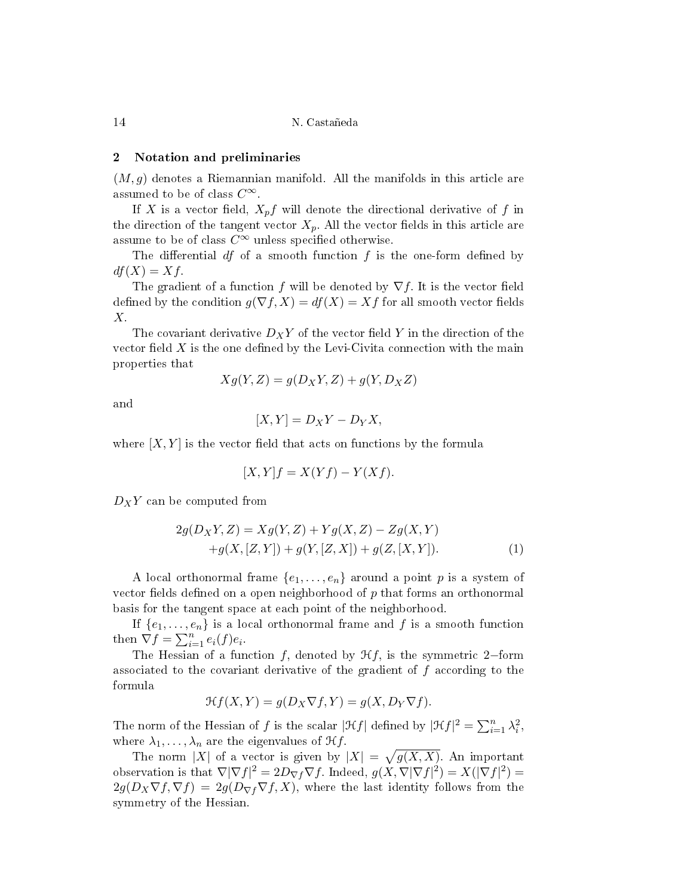## 2 Notation and preliminaries

$(M, g)$ denotes a Riemannian manifold. All the manifolds in this article are assumed to be of class $C^\infty$.

If $X$ is a vector field, $X_p f$ will denote the directional derivative of $f$ in the direction of the tangent vector $X_p$. All the vector fields in this article are assume to be of class $C^\infty$ unless specified otherwise.

The differential $df$ of a smooth function $f$ is the one-form defined by $df(X) = Xf$.

The gradient of a function $f$ will be denoted by $\nabla f$. It is the vector field defined by the condition $g(\nabla f, X) = df(X) = Xf$ for all smooth vector fields $X$.

The covariant derivative $D_X Y$ of the vector field $Y$ in the direction of the vector field $X$ is the one defined by the Levi-Civita connection with the main properties that

$$Xg(Y, Z) = g(D_X Y, Z) + g(Y, D_X Z)$$

and

$$[X, Y] = D_X Y - D_Y X,$$

where $[X, Y]$ is the vector field that acts on functions by the formula

$$[X, Y]f = X(Yf) - Y(Xf).$$

$D_X Y$ can be computed from

$$\begin{aligned} 2g(D_X Y, Z) &= Xg(Y, Z) + Yg(X, Z) - Zg(X, Y) \\ &+ g(X, [Z, Y]) + g(Y, [Z, X]) + g(Z, [X, Y]). \end{aligned} \tag{1}$$

A local orthonormal frame $\{e_1, \ldots, e_n\}$ around a point $p$ is a system of vector fields defined on a open neighborhood of $p$ that forms an orthonormal basis for the tangent space at each point of the neighborhood.

If $\{e_1, \ldots, e_n\}$ is a local orthonormal frame and $f$ is a smooth function then $\nabla f = \sum_{i=1}^n e_i(f) e_i$.

The Hessian of a function $f$, denoted by $\mathcal{H}f$, is the symmetric $2-$form associated to the covariant derivative of the gradient of $f$ according to the formula

$$\mathcal{H}f(X, Y) = g(D_X \nabla f, Y) = g(X, D_Y \nabla f).$$

The norm of the Hessian of $f$ is the scalar $|\mathcal{H}f|$ defined by $|\mathcal{H}f|^2 = \sum_{i=1}^n \lambda_i^2$, where $\lambda_1, \ldots, \lambda_n$ are the eigenvalues of $\mathcal{H}f$.

The norm $|X|$ of a vector is given by $|X| = \sqrt{g(X, X)}$. An important observation is that $\nabla |\nabla f|^2 = 2 D_{\nabla f} \nabla f$. Indeed, $g(X, \nabla |\nabla f|^2) = X(|\nabla f|^2) = 2g(D_X \nabla f, \nabla f) = 2g(D_{\nabla f} \nabla f, X)$, where the last identity follows from the symmetry of the Hessian.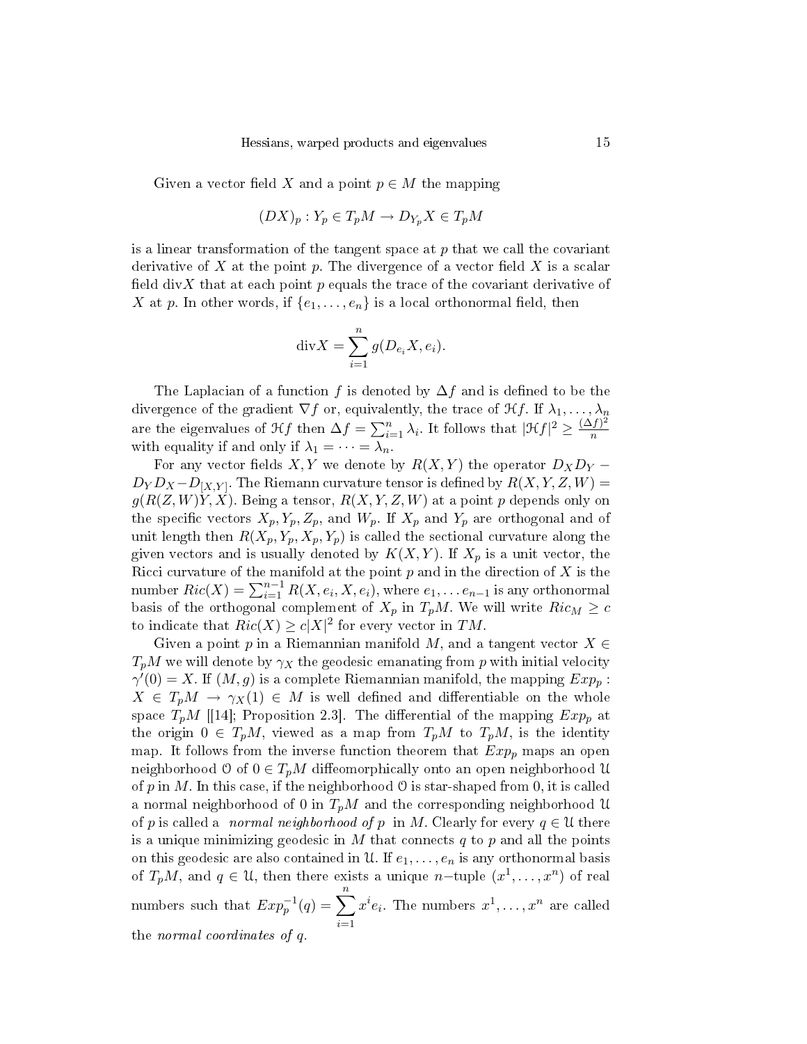Given a vector field $X$ and a point $p \in M$ the mapping

$$(DX)_p : Y_p \in T_pM \to D_{Y_p}X \in T_pM$$

is a linear transformation of the tangent space at $p$ that we call the covariant derivative of $X$ at the point $p$. The divergence of a vector field $X$ is a scalar field div$X$ that at each point $p$ equals the trace of the covariant derivative of $X$ at $p$. In other words, if $\{e_1, \ldots, e_n\}$ is a local orthonormal field, then

$$\text{div}X = \sum_{i=1}^{n} g(D_{e_i}X, e_i).$$

The Laplacian of a function $f$ is denoted by $\Delta f$ and is defined to be the divergence of the gradient $\nabla f$ or, equivalently, the trace of $\mathcal{H}f$. If $\lambda_1, \ldots, \lambda_n$ are the eigenvalues of $\mathcal{H}f$ then $\Delta f = \sum_{i=1}^{n} \lambda_i$. It follows that $|\mathcal{H}f|^2 \geq \frac{(\Delta f)^2}{n}$ with equality if and only if $\lambda_1 = \cdots = \lambda_n$.

For any vector fields $X, Y$ we denote by $R(X,Y)$ the operator $D_X D_Y - D_Y D_X - D_{[X,Y]}$. The Riemann curvature tensor is defined by $R(X,Y,Z,W) = g(R(Z,W)Y, X)$. Being a tensor, $R(X,Y,Z,W)$ at a point $p$ depends only on the specific vectors $X_p, Y_p, Z_p$, and $W_p$. If $X_p$ and $Y_p$ are orthogonal and of unit length then $R(X_p, Y_p, X_p, Y_p)$ is called the sectional curvature along the given vectors and is usually denoted by $K(X,Y)$. If $X_p$ is a unit vector, the Ricci curvature of the manifold at the point $p$ and in the direction of $X$ is the number $Ric(X) = \sum_{i=1}^{n-1} R(X, e_i, X, e_i)$, where $e_1, \ldots e_{n-1}$ is any orthonormal basis of the orthogonal complement of $X_p$ in $T_pM$. We will write $Ric_M \geq c$ to indicate that $Ric(X) \geq c|X|^2$ for every vector in $TM$.

Given a point $p$ in a Riemannian manifold $M$, and a tangent vector $X \in T_pM$ we will denote by $\gamma_X$ the geodesic emanating from $p$ with initial velocity $\gamma'(0) = X$. If $(M, g)$ is a complete Riemannian manifold, the mapping $Exp_p : X \in T_pM \to \gamma_X(1) \in M$ is well defined and differentiable on the whole space $T_pM$ [[14]; Proposition 2.3]. The differential of the mapping $Exp_p$ at the origin $0 \in T_pM$, viewed as a map from $T_pM$ to $T_pM$, is the identity map. It follows from the inverse function theorem that $Exp_p$ maps an open neighborhood $\mathcal{O}$ of $0 \in T_pM$ diffeomorphically onto an open neighborhood $\mathcal{U}$ of $p$ in $M$. In this case, if the neighborhood $\mathcal{O}$ is star-shaped from 0, it is called a normal neighborhood of 0 in $T_pM$ and the corresponding neighborhood $\mathcal{U}$ of $p$ is called a *normal neighborhood of p* in $M$. Clearly for every $q \in \mathcal{U}$ there is a unique minimizing geodesic in $M$ that connects $q$ to $p$ and all the points on this geodesic are also contained in $\mathcal{U}$. If $e_1, \ldots, e_n$ is any orthonormal basis of $T_pM$, and $q \in \mathcal{U}$, then there exists a unique $n-$tuple $(x^1, \ldots, x^n)$ of real numbers such that $Exp_p^{-1}(q) = \sum_{i=1}^{n} x^i e_i$. The numbers $x^1, \ldots, x^n$ are called the *normal coordinates of q.*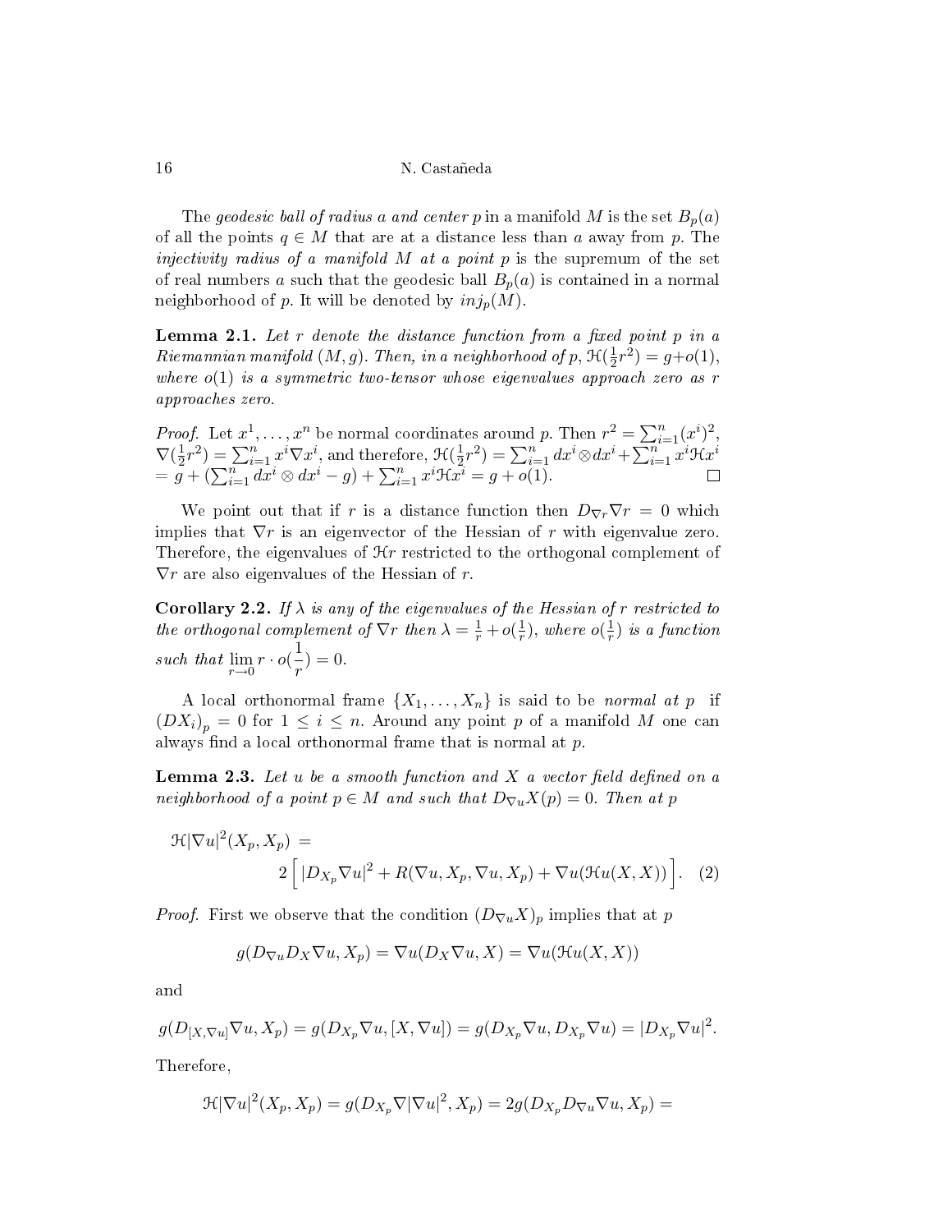The *geodesic ball of radius $a$ and center $p$* in a manifold $M$ is the set $B_p(a)$ of all the points $q \in M$ that are at a distance less than $a$ away from $p$. The *injectivity radius of a manifold $M$ at a point $p$* is the supremum of the set of real numbers $a$ such that the geodesic ball $B_p(a)$ is contained in a normal neighborhood of $p$. It will be denoted by $inj_p(M)$.

**Lemma 2.1.** *Let $r$ denote the distance function from a fixed point $p$ in a Riemannian manifold $(M, g)$. Then, in a neighborhood of $p$, $\mathcal{H}(\frac{1}{2}r^2) = g + o(1)$, where $o(1)$ is a symmetric two-tensor whose eigenvalues approach zero as $r$ approaches zero.*

*Proof.* Let $x^1, \ldots, x^n$ be normal coordinates around $p$. Then $r^2 = \sum_{i=1}^n (x^i)^2$, $\nabla(\frac{1}{2}r^2) = \sum_{i=1}^n x^i \nabla x^i$, and therefore, $\mathcal{H}(\frac{1}{2}r^2) = \sum_{i=1}^n dx^i \otimes dx^i + \sum_{i=1}^n x^i \mathcal{H} x^i$ $= g + (\sum_{i=1}^n dx^i \otimes dx^i - g) + \sum_{i=1}^n x^i \mathcal{H} x^i = g + o(1)$. □

We point out that if $r$ is a distance function then $D_{\nabla r} \nabla r = 0$ which implies that $\nabla r$ is an eigenvector of the Hessian of $r$ with eigenvalue zero. Therefore, the eigenvalues of $\mathcal{H}r$ restricted to the orthogonal complement of $\nabla r$ are also eigenvalues of the Hessian of $r$.

**Corollary 2.2.** *If $\lambda$ is any of the eigenvalues of the Hessian of $r$ restricted to the orthogonal complement of $\nabla r$ then $\lambda = \frac{1}{r} + o(\frac{1}{r})$, where $o(\frac{1}{r})$ is a function such that $\lim_{r \to 0} r \cdot o(\frac{1}{r}) = 0$.*

A local orthonormal frame $\{X_1, \ldots, X_n\}$ is said to be *normal at $p$* if $(DX_i)_p = 0$ for $1 \le i \le n$. Around any point $p$ of a manifold $M$ one can always find a local orthonormal frame that is normal at $p$.

**Lemma 2.3.** *Let $u$ be a smooth function and $X$ a vector field defined on a neighborhood of a point $p \in M$ and such that $D_{\nabla u} X(p) = 0$. Then at $p$*

$$\mathcal{H}|\nabla u|^2(X_p, X_p) = 2\left[\,|D_{X_p} \nabla u|^2 + R(\nabla u, X_p, \nabla u, X_p) + \nabla u(\mathcal{H}u(X, X))\right]. \quad (2)$$

*Proof.* First we observe that the condition $(D_{\nabla u} X)_p$ implies that at $p$

$$g(D_{\nabla u} D_X \nabla u, X_p) = \nabla u(D_X \nabla u, X) = \nabla u(\mathcal{H}u(X, X))$$

and

$$g(D_{[X, \nabla u]} \nabla u, X_p) = g(D_{X_p} \nabla u, [X, \nabla u]) = g(D_{X_p} \nabla u, D_{X_p} \nabla u) = |D_{X_p} \nabla u|^2.$$

Therefore,

$$\mathcal{H}|\nabla u|^2(X_p, X_p) = g(D_{X_p} \nabla |\nabla u|^2, X_p) = 2g(D_{X_p} D_{\nabla u} \nabla u, X_p) =$$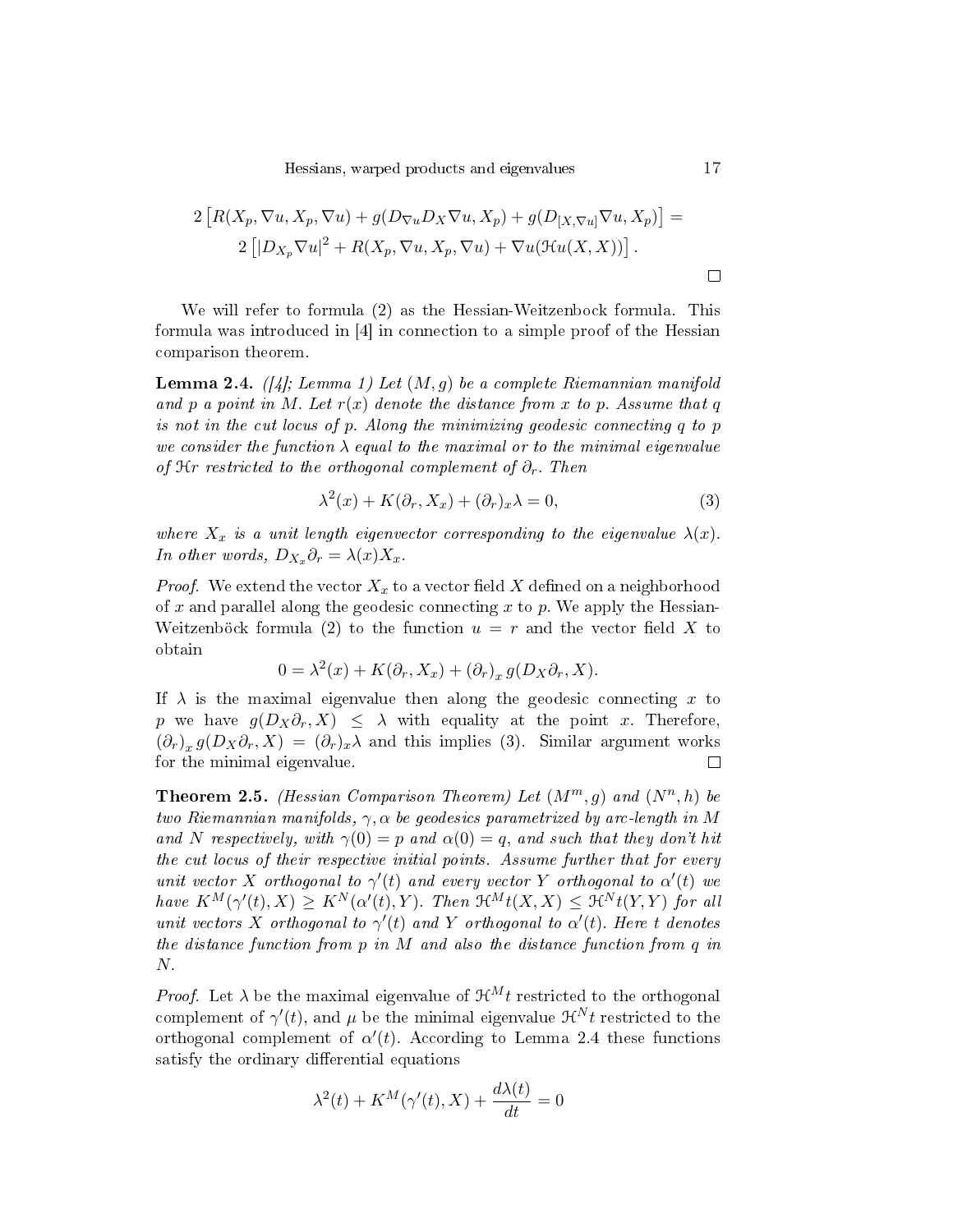$$2\left[R(X_p, \nabla u, X_p, \nabla u) + g(D_{\nabla u} D_X \nabla u, X_p) + g(D_{[X,\nabla u]} \nabla u, X_p)\right] =$$
$$2\left[|D_{X_p} \nabla u|^2 + R(X_p, \nabla u, X_p, \nabla u) + \nabla u(\mathcal{H}u(X, X))\right].$$

□

We will refer to formula (2) as the Hessian-Weitzenbock formula. This formula was introduced in [4] in connection to a simple proof of the Hessian comparison theorem.

**Lemma 2.4.** *([4]; Lemma 1) Let $(M, g)$ be a complete Riemannian manifold and $p$ a point in $M$. Let $r(x)$ denote the distance from $x$ to $p$. Assume that $q$ is not in the cut locus of $p$. Along the minimizing geodesic connecting $q$ to $p$ we consider the function $\lambda$ equal to the maximal or to the minimal eigenvalue of $\mathcal{H}r$ restricted to the orthogonal complement of $\partial_r$. Then*

$$\lambda^2(x) + K(\partial_r, X_x) + (\partial_r)_x \lambda = 0, \tag{3}$$

*where $X_x$ is a unit length eigenvector corresponding to the eigenvalue $\lambda(x)$. In other words, $D_{X_x} \partial_r = \lambda(x) X_x$.*

*Proof.* We extend the vector $X_x$ to a vector field $X$ defined on a neighborhood of $x$ and parallel along the geodesic connecting $x$ to $p$. We apply the Hessian-Weitzenböck formula (2) to the function $u = r$ and the vector field $X$ to obtain

$$0 = \lambda^2(x) + K(\partial_r, X_x) + (\partial_r)_x\, g(D_X \partial_r, X).$$

If $\lambda$ is the maximal eigenvalue then along the geodesic connecting $x$ to $p$ we have $g(D_X \partial_r, X) \leq \lambda$ with equality at the point $x$. Therefore, $(\partial_r)_x\, g(D_X \partial_r, X) = (\partial_r)_x \lambda$ and this implies (3). Similar argument works for the minimal eigenvalue. □

**Theorem 2.5.** *(Hessian Comparison Theorem) Let $(M^m, g)$ and $(N^n, h)$ be two Riemannian manifolds, $\gamma, \alpha$ be geodesics parametrized by arc-length in $M$ and $N$ respectively, with $\gamma(0) = p$ and $\alpha(0) = q$, and such that they don't hit the cut locus of their respective initial points. Assume further that for every unit vector $X$ orthogonal to $\gamma'(t)$ and every vector $Y$ orthogonal to $\alpha'(t)$ we have $K^M(\gamma'(t), X) \geq K^N(\alpha'(t), Y)$. Then $\mathcal{H}^M t(X, X) \leq \mathcal{H}^N t(Y, Y)$ for all unit vectors $X$ orthogonal to $\gamma'(t)$ and $Y$ orthogonal to $\alpha'(t)$. Here $t$ denotes the distance function from $p$ in $M$ and also the distance function from $q$ in $N$.*

*Proof.* Let $\lambda$ be the maximal eigenvalue of $\mathcal{H}^M t$ restricted to the orthogonal complement of $\gamma'(t)$, and $\mu$ be the minimal eigenvalue $\mathcal{H}^N t$ restricted to the orthogonal complement of $\alpha'(t)$. According to Lemma 2.4 these functions satisfy the ordinary differential equations

$$\lambda^2(t) + K^M(\gamma'(t), X) + \frac{d\lambda(t)}{dt} = 0$$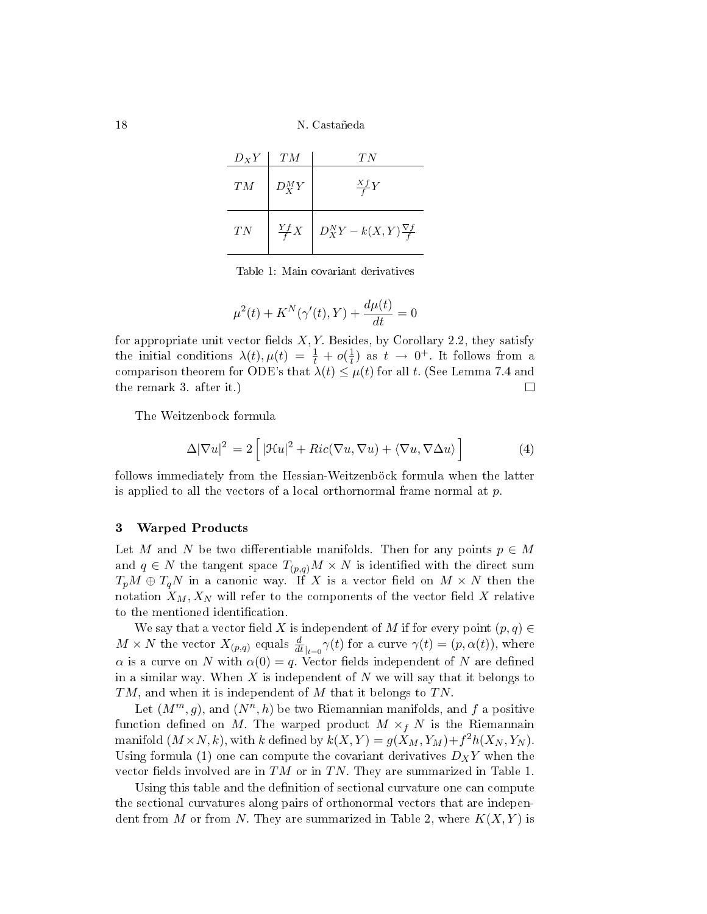| $D_XY$ | $TM$ | $TN$ |
|---|---|---|
| $TM$ | $D^M_XY$ | $\frac{Xf}{f}Y$ |
| $TN$ | $\frac{Yf}{f}X$ | $D^N_XY - k(X,Y)\frac{\nabla f}{f}$ |

Table 1: Main covariant derivatives

$$\mu^2(t) + K^N(\gamma'(t), Y) + \frac{d\mu(t)}{dt} = 0$$

for appropriate unit vector fields $X, Y$. Besides, by Corollary 2.2, they satisfy the initial conditions $\lambda(t), \mu(t) = \frac{1}{t} + o(\frac{1}{t})$ as $t \to 0^+$. It follows from a comparison theorem for ODE's that $\lambda(t) \leq \mu(t)$ for all $t$. (See Lemma 7.4 and the remark 3. after it.) $\square$

The Weitzenbock formula

$$\Delta|\nabla u|^2 = 2\Big[\, |\mathcal{H}u|^2 + Ric(\nabla u, \nabla u) + \langle \nabla u, \nabla \Delta u\rangle \Big] \tag{4}$$

follows immediately from the Hessian-Weitzenböck formula when the latter is applied to all the vectors of a local orthornormal frame normal at $p$.

## 3 Warped Products

Let $M$ and $N$ be two differentiable manifolds. Then for any points $p \in M$ and $q \in N$ the tangent space $T_{(p,q)}M \times N$ is identified with the direct sum $T_pM \oplus T_qN$ in a canonic way. If $X$ is a vector field on $M \times N$ then the notation $X_M, X_N$ will refer to the components of the vector field $X$ relative to the mentioned identification.

We say that a vector field $X$ is independent of $M$ if for every point $(p,q) \in M \times N$ the vector $X_{(p,q)}$ equals $\frac{d}{dt}_{|t=0}\gamma(t)$ for a curve $\gamma(t) = (p, \alpha(t))$, where $\alpha$ is a curve on $N$ with $\alpha(0) = q$. Vector fields independent of $N$ are defined in a similar way. When $X$ is independent of $N$ we will say that it belongs to $TM$, and when it is independent of $M$ that it belongs to $TN$.

Let $(M^m, g)$, and $(N^n, h)$ be two Riemannian manifolds, and $f$ a positive function defined on $M$. The warped product $M \times_f N$ is the Riemannain manifold $(M \times N, k)$, with $k$ defined by $k(X,Y) = g(X_M, Y_M) + f^2 h(X_N, Y_N)$. Using formula (1) one can compute the covariant derivatives $D_XY$ when the vector fields involved are in $TM$ or in $TN$. They are summarized in Table 1.

Using this table and the definition of sectional curvature one can compute the sectional curvatures along pairs of orthonormal vectors that are independent from $M$ or from $N$. They are summarized in Table 2, where $K(X,Y)$ is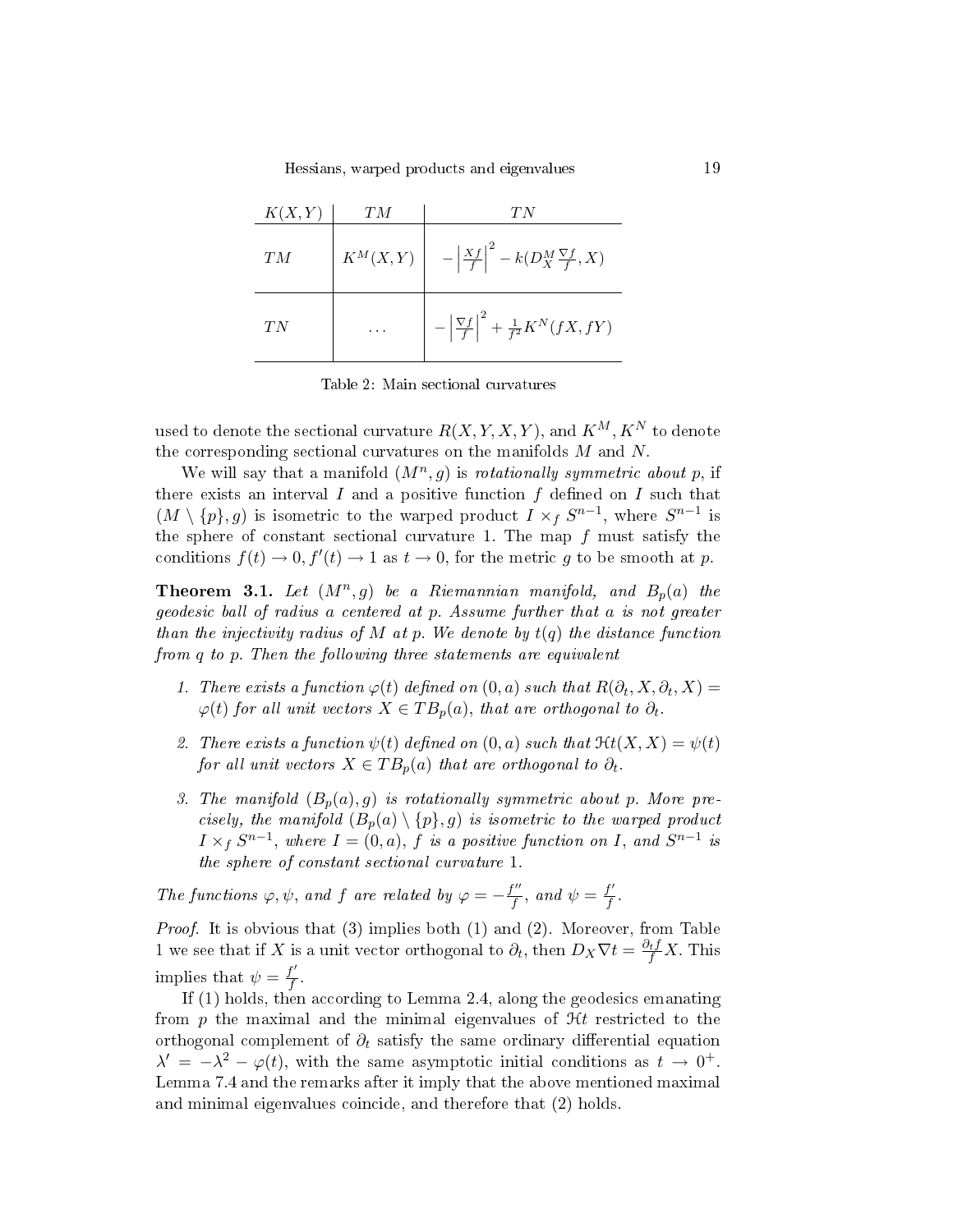| $K(X,Y)$ | $TM$ | $TN$ |
| --- | --- | --- |
| $TM$ | $K^M(X,Y)$ | $-\left\lvert\frac{Xf}{f}\right\rvert^2 - k(D^M_X \frac{\nabla f}{f}, X)$ |
| $TN$ | $\ldots$ | $-\left\lvert\frac{\nabla f}{f}\right\rvert^2 + \frac{1}{f^2}K^N(fX, fY)$ |

Table 2: Main sectional curvatures

used to denote the sectional curvature $R(X,Y,X,Y)$, and $K^M, K^N$ to denote the corresponding sectional curvatures on the manifolds $M$ and $N$.

We will say that a manifold $(M^n, g)$ is *rotationally symmetric about* $p$, if there exists an interval $I$ and a positive function $f$ defined on $I$ such that $(M \setminus \{p\}, g)$ is isometric to the warped product $I \times_f S^{n-1}$, where $S^{n-1}$ is the sphere of constant sectional curvature 1. The map $f$ must satisfy the conditions $f(t) \to 0, f'(t) \to 1$ as $t \to 0$, for the metric $g$ to be smooth at $p$.

**Theorem 3.1.** *Let $(M^n, g)$ be a Riemannian manifold, and $B_p(a)$ the geodesic ball of radius $a$ centered at $p$. Assume further that $a$ is not greater than the injectivity radius of $M$ at $p$. We denote by $t(q)$ the distance function from $q$ to $p$. Then the following three statements are equivalent*

1. *There exists a function $\varphi(t)$ defined on $(0,a)$ such that $R(\partial_t, X, \partial_t, X) = \varphi(t)$ for all unit vectors $X \in TB_p(a)$, that are orthogonal to $\partial_t$.*
2. *There exists a function $\psi(t)$ defined on $(0,a)$ such that $\mathcal{H}t(X,X) = \psi(t)$ for all unit vectors $X \in TB_p(a)$ that are orthogonal to $\partial_t$.*
3. *The manifold $(B_p(a), g)$ is rotationally symmetric about $p$. More precisely, the manifold $(B_p(a) \setminus \{p\}, g)$ is isometric to the warped product $I \times_f S^{n-1}$, where $I = (0,a)$, $f$ is a positive function on $I$, and $S^{n-1}$ is the sphere of constant sectional curvature 1.*

*The functions $\varphi, \psi$, and $f$ are related by $\varphi = -\frac{f''}{f}$, and $\psi = \frac{f'}{f}$.*

*Proof.* It is obvious that (3) implies both (1) and (2). Moreover, from Table 1 we see that if $X$ is a unit vector orthogonal to $\partial_t$, then $D_X \nabla t = \frac{\partial_t f}{f} X$. This implies that $\psi = \frac{f'}{f}$.

If (1) holds, then according to Lemma 2.4, along the geodesics emanating from $p$ the maximal and the minimal eigenvalues of $\mathcal{H}t$ restricted to the orthogonal complement of $\partial_t$ satisfy the same ordinary differential equation $\lambda' = -\lambda^2 - \varphi(t)$, with the same asymptotic initial conditions as $t \to 0^+$. Lemma 7.4 and the remarks after it imply that the above mentioned maximal and minimal eigenvalues coincide, and therefore that (2) holds.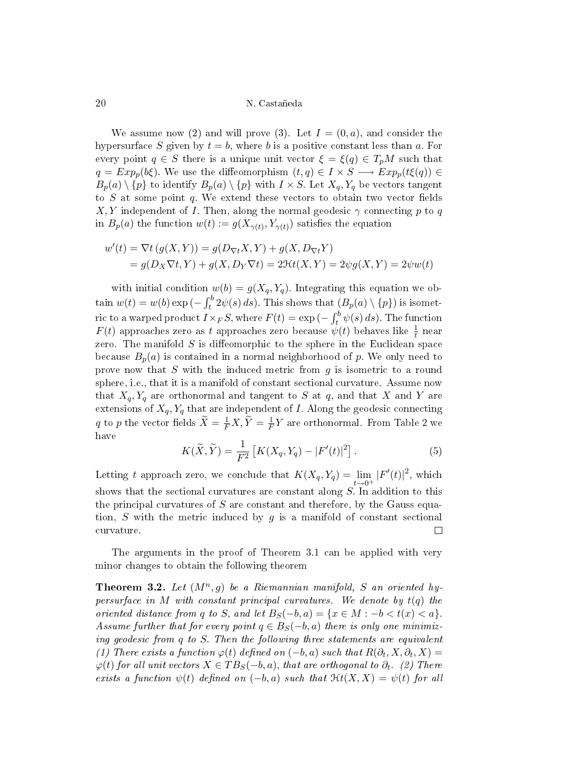We assume now (2) and will prove (3). Let $I = (0, a)$, and consider the hypersurface $S$ given by $t = b$, where $b$ is a positive constant less than $a$. For every point $q \in S$ there is a unique unit vector $\xi = \xi(q) \in T_pM$ such that $q = Exp_p(b\xi)$. We use the diffeomorphism $(t, q) \in I \times S \longrightarrow Exp_p(t\xi(q)) \in B_p(a) \setminus \{p\}$ to identify $B_p(a) \setminus \{p\}$ with $I \times S$. Let $X_q, Y_q$ be vectors tangent to $S$ at some point $q$. We extend these vectors to obtain two vector fields $X, Y$ independent of $I$. Then, along the normal geodesic $\gamma$ connecting $p$ to $q$ in $B_p(a)$ the function $w(t) := g(X_{\gamma(t)}, Y_{\gamma(t)})$ satisfies the equation

$$
\begin{aligned}
w'(t) &= \nabla t\,(g(X, Y)) = g(D_{\nabla t}X, Y) + g(X, D_{\nabla t}Y) \\
&= g(D_X \nabla t, Y) + g(X, D_Y \nabla t) = 2\mathcal{H}t(X, Y) = 2\psi g(X, Y) = 2\psi w(t)
\end{aligned}
$$

with initial condition $w(b) = g(X_q, Y_q)$. Integrating this equation we obtain $w(t) = w(b) \exp\left(-\int_t^b 2\psi(s)\,ds\right)$. This shows that $(B_p(a) \setminus \{p\})$ is isometric to a warped product $I \times_F S$, where $F(t) = \exp\left(-\int_t^b \psi(s)\,ds\right)$. The function $F(t)$ approaches zero as $t$ approaches zero because $\psi(t)$ behaves like $\frac{1}{t}$ near zero. The manifold $S$ is diffeomorphic to the sphere in the Euclidean space because $B_p(a)$ is contained in a normal neighborhood of $p$. We only need to prove now that $S$ with the induced metric from $g$ is isometric to a round sphere, i.e., that it is a manifold of constant sectional curvature. Assume now that $X_q, Y_q$ are orthonormal and tangent to $S$ at $q$, and that $X$ and $Y$ are extensions of $X_q, Y_q$ that are independent of $I$. Along the geodesic connecting $q$ to $p$ the vector fields $\widetilde{X} = \frac{1}{F}X, \widetilde{Y} = \frac{1}{F}Y$ are orthonormal. From Table 2 we have

$$
K(\widetilde{X}, \widetilde{Y}) = \frac{1}{F^2}\left[K(X_q, Y_q) - |F'(t)|^2\right]. \tag{5}
$$

Letting $t$ approach zero, we conclude that $K(X_q, Y_q) = \lim_{t \to 0^+} |F'(t)|^2$, which shows that the sectional curvatures are constant along $S$. In addition to this the principal curvatures of $S$ are constant and therefore, by the Gauss equation, $S$ with the metric induced by $g$ is a manifold of constant sectional curvature. $\square$

The arguments in the proof of Theorem 3.1 can be applied with very minor changes to obtain the following theorem

**Theorem 3.2.** *Let $(M^n, g)$ be a Riemannian manifold, $S$ an oriented hypersurface in $M$ with constant principal curvatures. We denote by $t(q)$ the oriented distance from $q$ to $S$, and let $B_S(-b, a) = \{x \in M : -b < t(x) < a\}$. Assume further that for every point $q \in B_S(-b, a)$ there is only one minimizing geodesic from $q$ to $S$. Then the following three statements are equivalent (1) There exists a function $\varphi(t)$ defined on $(-b, a)$ such that $R(\partial_t, X, \partial_t, X) = \varphi(t)$ for all unit vectors $X \in TB_S(-b, a)$, that are orthogonal to $\partial_t$. (2) There exists a function $\psi(t)$ defined on $(-b, a)$ such that $\mathcal{H}t(X, X) = \psi(t)$ for all*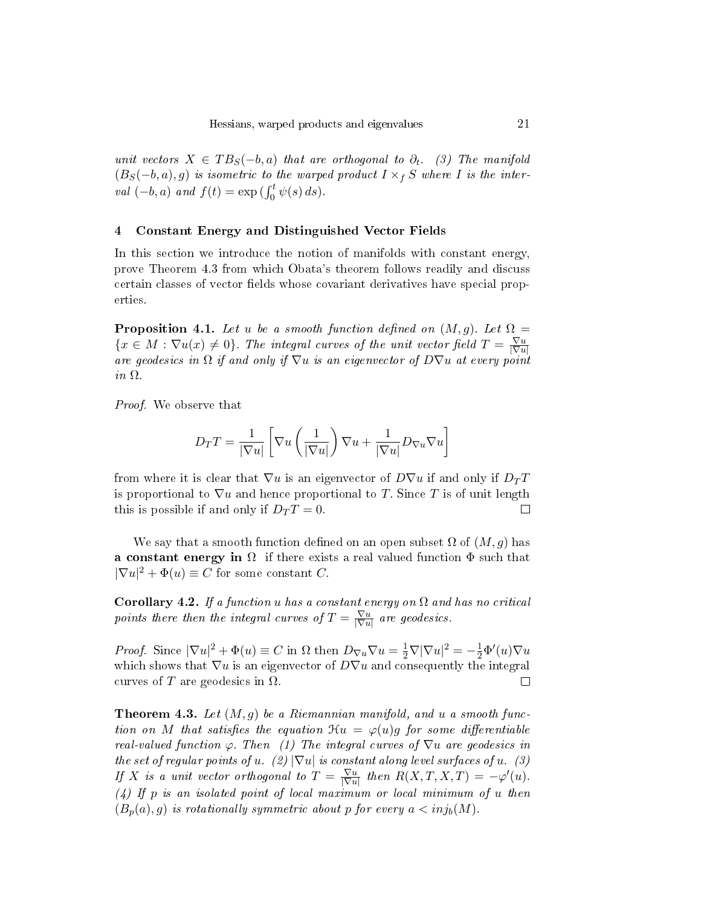*unit vectors $X \in TB_S(-b,a)$ that are orthogonal to $\partial_t$. (3) The manifold $(B_S(-b,a), g)$ is isometric to the warped product $I \times_f S$ where $I$ is the interval $(-b,a)$ and $f(t) = \exp\left(\int_0^t \psi(s)\, ds\right)$.*

## 4 Constant Energy and Distinguished Vector Fields

In this section we introduce the notion of manifolds with constant energy, prove Theorem 4.3 from which Obata's theorem follows readily and discuss certain classes of vector fields whose covariant derivatives have special properties.

**Proposition 4.1.** *Let $u$ be a smooth function defined on $(M,g)$. Let $\Omega = \{x \in M : \nabla u(x) \neq 0\}$. The integral curves of the unit vector field $T = \frac{\nabla u}{|\nabla u|}$ are geodesics in $\Omega$ if and only if $\nabla u$ is an eigenvector of $D\nabla u$ at every point in $\Omega$.*

*Proof.* We observe that

$$D_T T = \frac{1}{|\nabla u|}\left[\nabla u\left(\frac{1}{|\nabla u|}\right)\nabla u + \frac{1}{|\nabla u|} D_{\nabla u}\nabla u\right]$$

from where it is clear that $\nabla u$ is an eigenvector of $D\nabla u$ if and only if $D_T T$ is proportional to $\nabla u$ and hence proportional to $T$. Since $T$ is of unit length this is possible if and only if $D_T T = 0$. $\square$

We say that a smooth function defined on an open subset $\Omega$ of $(M,g)$ has **a constant energy in** $\Omega$ if there exists a real valued function $\Phi$ such that $|\nabla u|^2 + \Phi(u) \equiv C$ for some constant $C$.

**Corollary 4.2.** *If a function $u$ has a constant energy on $\Omega$ and has no critical points there then the integral curves of $T = \frac{\nabla u}{|\nabla u|}$ are geodesics.*

*Proof.* Since $|\nabla u|^2 + \Phi(u) \equiv C$ in $\Omega$ then $D_{\nabla u}\nabla u = \frac{1}{2}\nabla|\nabla u|^2 = -\frac{1}{2}\Phi'(u)\nabla u$ which shows that $\nabla u$ is an eigenvector of $D\nabla u$ and consequently the integral curves of $T$ are geodesics in $\Omega$. $\square$

**Theorem 4.3.** *Let $(M,g)$ be a Riemannian manifold, and $u$ a smooth function on $M$ that satisfies the equation $\mathcal{H}u = \varphi(u)g$ for some differentiable real-valued function $\varphi$. Then (1) The integral curves of $\nabla u$ are geodesics in the set of regular points of $u$. (2) $|\nabla u|$ is constant along level surfaces of $u$. (3) If $X$ is a unit vector orthogonal to $T = \frac{\nabla u}{|\nabla u|}$ then $R(X,T,X,T) = -\varphi'(u)$. (4) If $p$ is an isolated point of local maximum or local minimum of $u$ then $(B_p(a), g)$ is rotationally symmetric about $p$ for every $a < inj_b(M)$.*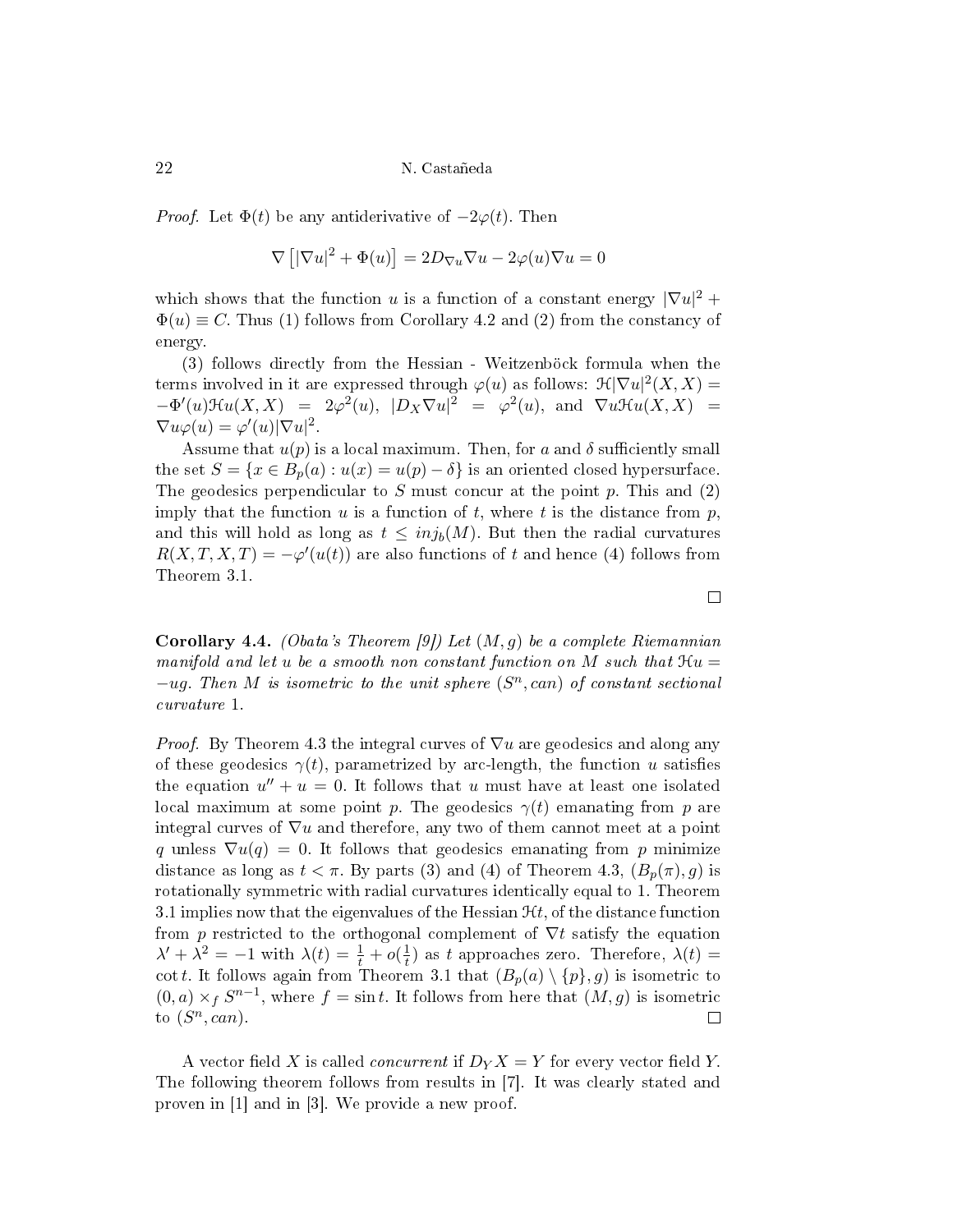*Proof.* Let $\Phi(t)$ be any antiderivative of $-2\varphi(t)$. Then

$$\nabla\left[|\nabla u|^2 + \Phi(u)\right] = 2D_{\nabla u}\nabla u - 2\varphi(u)\nabla u = 0$$

which shows that the function $u$ is a function of a constant energy $|\nabla u|^2 + \Phi(u) \equiv C$. Thus (1) follows from Corollary 4.2 and (2) from the constancy of energy.

(3) follows directly from the Hessian - Weitzenböck formula when the terms involved in it are expressed through $\varphi(u)$ as follows: $\mathcal{H}|\nabla u|^2(X,X) = -\Phi'(u)\mathcal{H}u(X,X) = 2\varphi^2(u)$, $|D_X\nabla u|^2 = \varphi^2(u)$, and $\nabla u\mathcal{H}u(X,X) = \nabla u\varphi(u) = \varphi'(u)|\nabla u|^2$.

Assume that $u(p)$ is a local maximum. Then, for $a$ and $\delta$ sufficiently small the set $S = \{x \in B_p(a) : u(x) = u(p) - \delta\}$ is an oriented closed hypersurface. The geodesics perpendicular to $S$ must concur at the point $p$. This and (2) imply that the function $u$ is a function of $t$, where $t$ is the distance from $p$, and this will hold as long as $t \leq inj_b(M)$. But then the radial curvatures $R(X,T,X,T) = -\varphi'(u(t))$ are also functions of $t$ and hence (4) follows from Theorem 3.1.

□

**Corollary 4.4.** *(Obata's Theorem [9]) Let $(M,g)$ be a complete Riemannian manifold and let $u$ be a smooth non constant function on $M$ such that $\mathcal{H}u = -ug$. Then $M$ is isometric to the unit sphere $(S^n, can)$ of constant sectional curvature 1.*

*Proof.* By Theorem 4.3 the integral curves of $\nabla u$ are geodesics and along any of these geodesics $\gamma(t)$, parametrized by arc-length, the function $u$ satisfies the equation $u'' + u = 0$. It follows that $u$ must have at least one isolated local maximum at some point $p$. The geodesics $\gamma(t)$ emanating from $p$ are integral curves of $\nabla u$ and therefore, any two of them cannot meet at a point $q$ unless $\nabla u(q) = 0$. It follows that geodesics emanating from $p$ minimize distance as long as $t < \pi$. By parts (3) and (4) of Theorem 4.3, $(B_p(\pi), g)$ is rotationally symmetric with radial curvatures identically equal to 1. Theorem 3.1 implies now that the eigenvalues of the Hessian $\mathcal{H}t$, of the distance function from $p$ restricted to the orthogonal complement of $\nabla t$ satisfy the equation $\lambda' + \lambda^2 = -1$ with $\lambda(t) = \frac{1}{t} + o(\frac{1}{t})$ as $t$ approaches zero. Therefore, $\lambda(t) = \cot t$. It follows again from Theorem 3.1 that $(B_p(a) \setminus \{p\}, g)$ is isometric to $(0,a) \times_f S^{n-1}$, where $f = \sin t$. It follows from here that $(M,g)$ is isometric to $(S^n, can)$. □

A vector field $X$ is called *concurrent* if $D_Y X = Y$ for every vector field $Y$. The following theorem follows from results in [7]. It was clearly stated and proven in [1] and in [3]. We provide a new proof.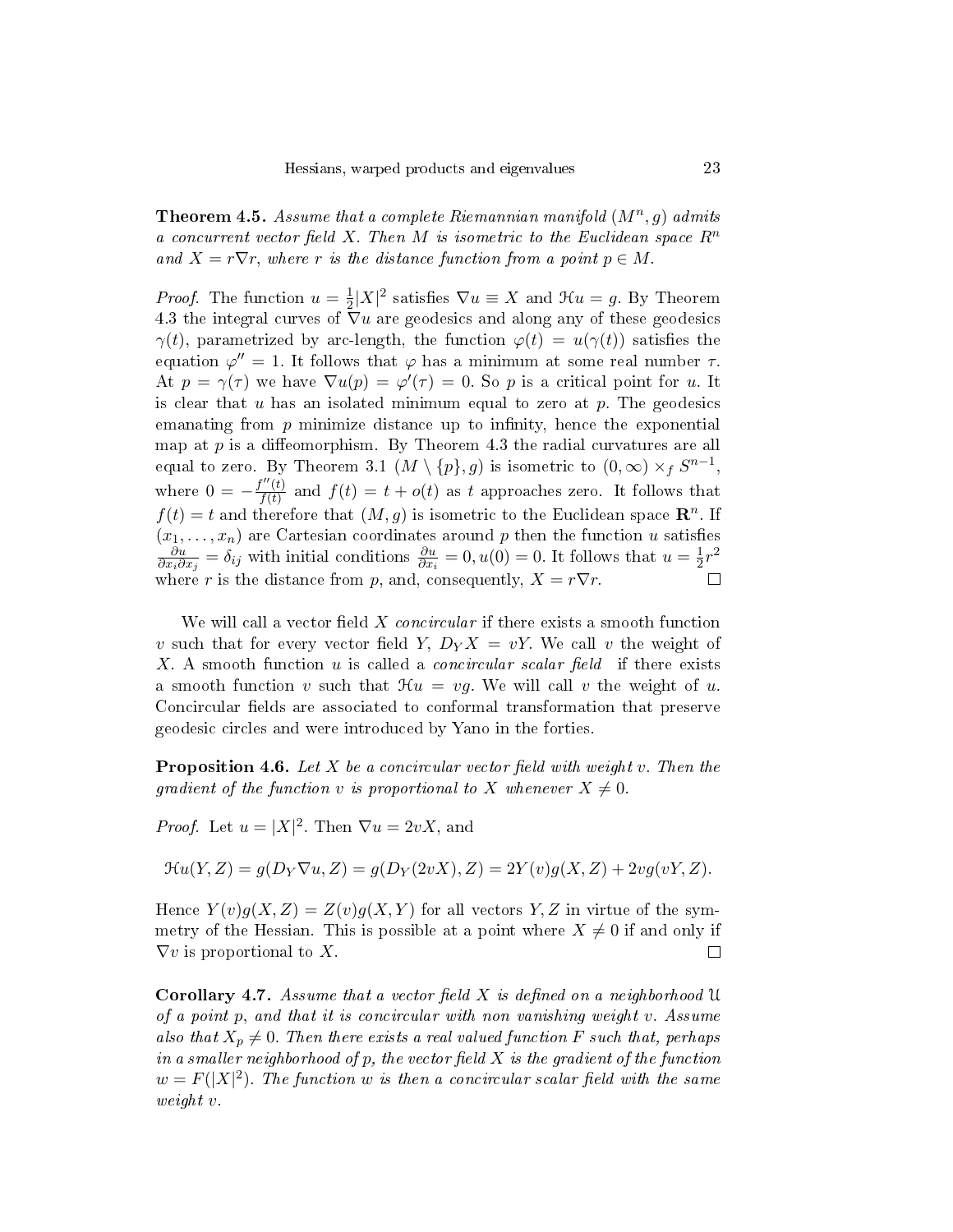**Theorem 4.5.** *Assume that a complete Riemannian manifold $(M^n, g)$ admits a concurrent vector field $X$. Then $M$ is isometric to the Euclidean space $R^n$ and $X = r\nabla r$, where $r$ is the distance function from a point $p \in M$.*

*Proof.* The function $u = \frac{1}{2}|X|^2$ satisfies $\nabla u \equiv X$ and $\mathcal{H}u = g$. By Theorem 4.3 the integral curves of $\nabla u$ are geodesics and along any of these geodesics $\gamma(t)$, parametrized by arc-length, the function $\varphi(t) = u(\gamma(t))$ satisfies the equation $\varphi'' = 1$. It follows that $\varphi$ has a minimum at some real number $\tau$. At $p = \gamma(\tau)$ we have $\nabla u(p) = \varphi'(\tau) = 0$. So $p$ is a critical point for $u$. It is clear that $u$ has an isolated minimum equal to zero at $p$. The geodesics emanating from $p$ minimize distance up to infinity, hence the exponential map at $p$ is a diffeomorphism. By Theorem 4.3 the radial curvatures are all equal to zero. By Theorem 3.1 $(M \setminus \{p\}, g)$ is isometric to $(0, \infty) \times_f S^{n-1}$, where $0 = -\frac{f''(t)}{f(t)}$ and $f(t) = t + o(t)$ as $t$ approaches zero. It follows that $f(t) = t$ and therefore that $(M, g)$ is isometric to the Euclidean space $\mathbf{R}^n$. If $(x_1, \ldots, x_n)$ are Cartesian coordinates around $p$ then the function $u$ satisfies $\frac{\partial u}{\partial x_i \partial x_j} = \delta_{ij}$ with initial conditions $\frac{\partial u}{\partial x_i} = 0, u(0) = 0$. It follows that $u = \frac{1}{2}r^2$ where $r$ is the distance from $p$, and, consequently, $X = r\nabla r$. $\square$

We will call a vector field $X$ *concircular* if there exists a smooth function $v$ such that for every vector field $Y$, $D_Y X = vY$. We call $v$ the weight of $X$. A smooth function $u$ is called a *concircular scalar field* if there exists a smooth function $v$ such that $\mathcal{H}u = vg$. We will call $v$ the weight of $u$. Concircular fields are associated to conformal transformation that preserve geodesic circles and were introduced by Yano in the forties.

**Proposition 4.6.** *Let $X$ be a concircular vector field with weight $v$. Then the gradient of the function $v$ is proportional to $X$ whenever $X \neq 0$.*

*Proof.* Let $u = |X|^2$. Then $\nabla u = 2vX$, and

$$\mathcal{H}u(Y, Z) = g(D_Y \nabla u, Z) = g(D_Y(2vX), Z) = 2Y(v)g(X, Z) + 2vg(vY, Z).$$

Hence $Y(v)g(X, Z) = Z(v)g(X, Y)$ for all vectors $Y, Z$ in virtue of the symmetry of the Hessian. This is possible at a point where $X \neq 0$ if and only if $\nabla v$ is proportional to $X$. $\square$

**Corollary 4.7.** *Assume that a vector field $X$ is defined on a neighborhood $\mathcal{U}$ of a point $p$, and that it is concircular with non vanishing weight $v$. Assume also that $X_p \neq 0$. Then there exists a real valued function $F$ such that, perhaps in a smaller neighborhood of $p$, the vector field $X$ is the gradient of the function $w = F(|X|^2)$. The function $w$ is then a concircular scalar field with the same weight $v$.*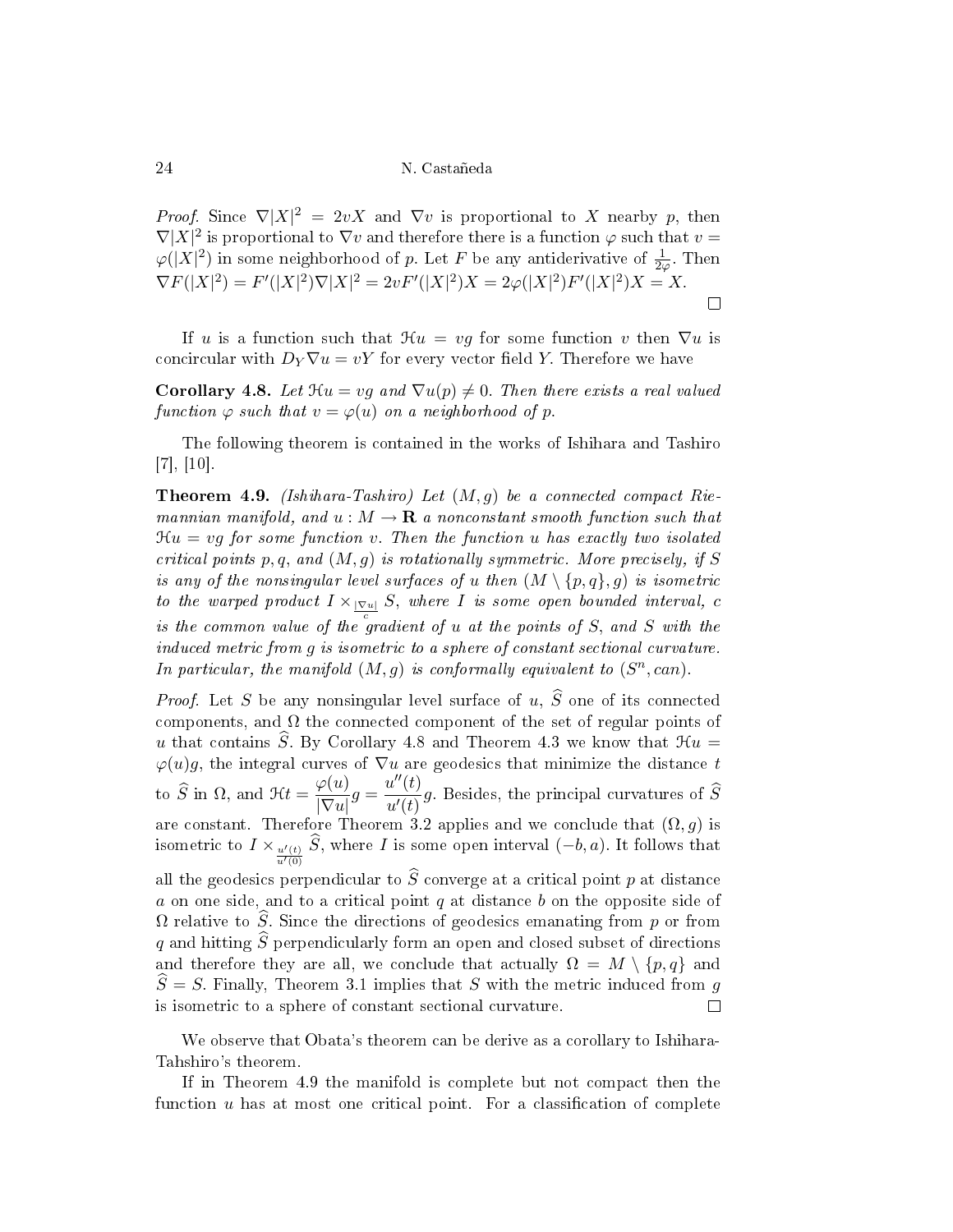*Proof.* Since $\nabla|X|^2 = 2vX$ and $\nabla v$ is proportional to $X$ nearby $p$, then $\nabla|X|^2$ is proportional to $\nabla v$ and therefore there is a function $\varphi$ such that $v = \varphi(|X|^2)$ in some neighborhood of $p$. Let $F$ be any antiderivative of $\frac{1}{2\varphi}$. Then $\nabla F(|X|^2) = F'(|X|^2)\nabla|X|^2 = 2vF'(|X|^2)X = 2\varphi(|X|^2)F'(|X|^2)X = X$. □

If $u$ is a function such that $\mathcal{H}u = vg$ for some function $v$ then $\nabla u$ is concircular with $D_Y \nabla u = vY$ for every vector field $Y$. Therefore we have

**Corollary 4.8.** *Let $\mathcal{H}u = vg$ and $\nabla u(p) \neq 0$. Then there exists a real valued function $\varphi$ such that $v = \varphi(u)$ on a neighborhood of $p$.*

The following theorem is contained in the works of Ishihara and Tashiro [7], [10].

**Theorem 4.9.** *(Ishihara-Tashiro) Let $(M, g)$ be a connected compact Riemannian manifold, and $u : M \to \mathbf{R}$ a nonconstant smooth function such that $\mathcal{H}u = vg$ for some function $v$. Then the function $u$ has exactly two isolated critical points $p, q$, and $(M, g)$ is rotationally symmetric. More precisely, if $S$ is any of the nonsingular level surfaces of $u$ then $(M \setminus \{p, q\}, g)$ is isometric to the warped product $I \times_{\frac{|\nabla u|}{c}} S$, where $I$ is some open bounded interval, $c$ is the common value of the gradient of $u$ at the points of $S$, and $S$ with the induced metric from $g$ is isometric to a sphere of constant sectional curvature. In particular, the manifold $(M, g)$ is conformally equivalent to $(S^n, can)$.*

*Proof.* Let $S$ be any nonsingular level surface of $u$, $\widehat{S}$ one of its connected components, and $\Omega$ the connected component of the set of regular points of $u$ that contains $\widehat{S}$. By Corollary 4.8 and Theorem 4.3 we know that $\mathcal{H}u = \varphi(u)g$, the integral curves of $\nabla u$ are geodesics that minimize the distance $t$ to $\widehat{S}$ in $\Omega$, and $\mathcal{H}t = \dfrac{\varphi(u)}{|\nabla u|}g = \dfrac{u''(t)}{u'(t)}g$. Besides, the principal curvatures of $\widehat{S}$ are constant. Therefore Theorem 3.2 applies and we conclude that $(\Omega, g)$ is isometric to $I \times_{\frac{u'(t)}{u'(0)}} \widehat{S}$, where $I$ is some open interval $(-b, a)$. It follows that all the geodesics perpendicular to $\widehat{S}$ converge at a critical point $p$ at distance $a$ on one side, and to a critical point $q$ at distance $b$ on the opposite side of $\Omega$ relative to $\widehat{S}$. Since the directions of geodesics emanating from $p$ or from $q$ and hitting $\widehat{S}$ perpendicularly form an open and closed subset of directions and therefore they are all, we conclude that actually $\Omega = M \setminus \{p, q\}$ and $\widehat{S} = S$. Finally, Theorem 3.1 implies that $S$ with the metric induced from $g$ is isometric to a sphere of constant sectional curvature. □

We observe that Obata's theorem can be derive as a corollary to Ishihara-Tahshiro's theorem.

If in Theorem 4.9 the manifold is complete but not compact then the function $u$ has at most one critical point. For a classification of complete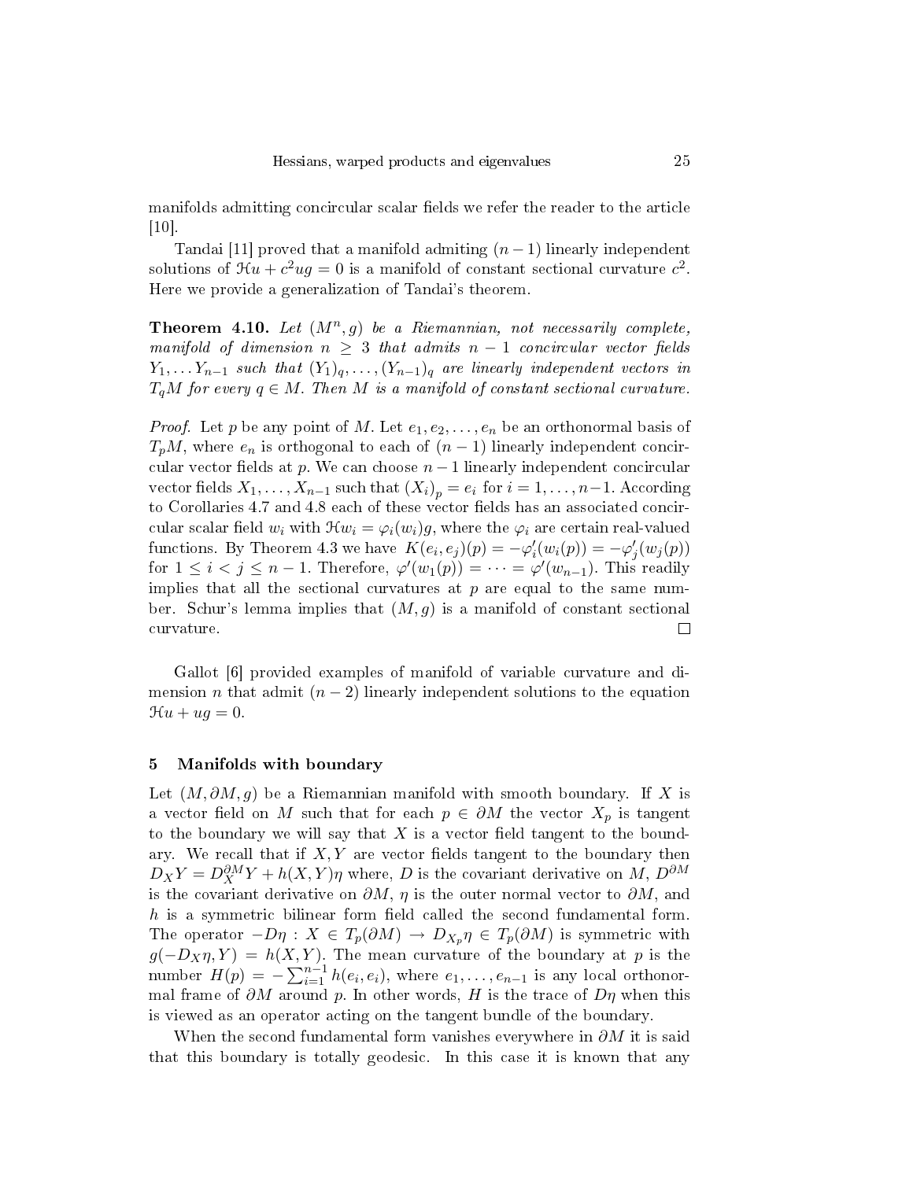manifolds admitting concircular scalar fields we refer the reader to the article [10].

Tandai [11] proved that a manifold admiting $(n-1)$ linearly independent solutions of $\mathcal{H}u + c^2 ug = 0$ is a manifold of constant sectional curvature $c^2$. Here we provide a generalization of Tandai's theorem.

**Theorem 4.10.** *Let $(M^n, g)$ be a Riemannian, not necessarily complete, manifold of dimension $n \geq 3$ that admits $n-1$ concircular vector fields $Y_1, \dots Y_{n-1}$ such that $(Y_1)_q, \dots, (Y_{n-1})_q$ are linearly independent vectors in $T_qM$ for every $q \in M$. Then $M$ is a manifold of constant sectional curvature.*

*Proof.* Let $p$ be any point of $M$. Let $e_1, e_2, \dots, e_n$ be an orthonormal basis of $T_pM$, where $e_n$ is orthogonal to each of $(n-1)$ linearly independent concircular vector fields at $p$. We can choose $n-1$ linearly independent concircular vector fields $X_1, \dots, X_{n-1}$ such that $(X_i)_p = e_i$ for $i = 1, \dots, n-1$. According to Corollaries 4.7 and 4.8 each of these vector fields has an associated concircular scalar field $w_i$ with $\mathcal{H}w_i = \varphi_i(w_i)g$, where the $\varphi_i$ are certain real-valued functions. By Theorem 4.3 we have $K(e_i, e_j)(p) = -\varphi_i'(w_i(p)) = -\varphi_j'(w_j(p))$ for $1 \leq i < j \leq n-1$. Therefore, $\varphi'(w_1(p)) = \dots = \varphi'(w_{n-1})$. This readily implies that all the sectional curvatures at $p$ are equal to the same number. Schur's lemma implies that $(M, g)$ is a manifold of constant sectional curvature. $\square$

Gallot [6] provided examples of manifold of variable curvature and dimension $n$ that admit $(n-2)$ linearly independent solutions to the equation $\mathcal{H}u + ug = 0$.

## 5 Manifolds with boundary

Let $(M, \partial M, g)$ be a Riemannian manifold with smooth boundary. If $X$ is a vector field on $M$ such that for each $p \in \partial M$ the vector $X_p$ is tangent to the boundary we will say that $X$ is a vector field tangent to the boundary. We recall that if $X, Y$ are vector fields tangent to the boundary then $D_X Y = D_X^{\partial M} Y + h(X, Y)\eta$ where, $D$ is the covariant derivative on $M$, $D^{\partial M}$ is the covariant derivative on $\partial M$, $\eta$ is the outer normal vector to $\partial M$, and $h$ is a symmetric bilinear form field called the second fundamental form. The operator $-D\eta : X \in T_p(\partial M) \to D_{X_p}\eta \in T_p(\partial M)$ is symmetric with $g(-D_X\eta, Y) = h(X, Y)$. The mean curvature of the boundary at $p$ is the number $H(p) = -\sum_{i=1}^{n-1} h(e_i, e_i)$, where $e_1, \dots, e_{n-1}$ is any local orthonormal frame of $\partial M$ around $p$. In other words, $H$ is the trace of $D\eta$ when this is viewed as an operator acting on the tangent bundle of the boundary.

When the second fundamental form vanishes everywhere in $\partial M$ it is said that this boundary is totally geodesic. In this case it is known that any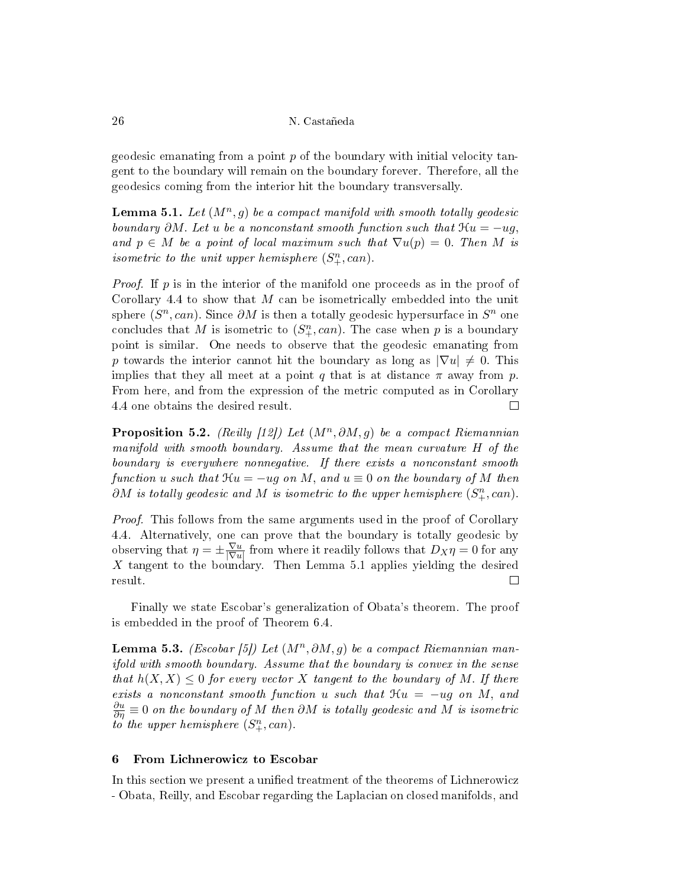geodesic emanating from a point $p$ of the boundary with initial velocity tangent to the boundary will remain on the boundary forever. Therefore, all the geodesics coming from the interior hit the boundary transversally.

**Lemma 5.1.** *Let $(M^n, g)$ be a compact manifold with smooth totally geodesic boundary $\partial M$. Let $u$ be a nonconstant smooth function such that $\mathcal{H}u = -ug$, and $p \in M$ be a point of local maximum such that $\nabla u(p) = 0$. Then $M$ is isometric to the unit upper hemisphere $(S^n_+, can)$.*

*Proof.* If $p$ is in the interior of the manifold one proceeds as in the proof of Corollary 4.4 to show that $M$ can be isometrically embedded into the unit sphere $(S^n, can)$. Since $\partial M$ is then a totally geodesic hypersurface in $S^n$ one concludes that $M$ is isometric to $(S^n_+, can)$. The case when $p$ is a boundary point is similar. One needs to observe that the geodesic emanating from $p$ towards the interior cannot hit the boundary as long as $|\nabla u| \neq 0$. This implies that they all meet at a point $q$ that is at distance $\pi$ away from $p$. From here, and from the expression of the metric computed as in Corollary 4.4 one obtains the desired result. □

**Proposition 5.2.** *(Reilly [12]) Let $(M^n, \partial M, g)$ be a compact Riemannian manifold with smooth boundary. Assume that the mean curvature $H$ of the boundary is everywhere nonnegative. If there exists a nonconstant smooth function $u$ such that $\mathcal{H}u = -ug$ on $M$, and $u \equiv 0$ on the boundary of $M$ then $\partial M$ is totally geodesic and $M$ is isometric to the upper hemisphere $(S^n_+, can)$.*

*Proof.* This follows from the same arguments used in the proof of Corollary 4.4. Alternatively, one can prove that the boundary is totally geodesic by observing that $\eta = \pm \frac{\nabla u}{|\nabla u|}$ from where it readily follows that $D_X \eta = 0$ for any $X$ tangent to the boundary. Then Lemma 5.1 applies yielding the desired result. □

Finally we state Escobar's generalization of Obata's theorem. The proof is embedded in the proof of Theorem 6.4.

**Lemma 5.3.** *(Escobar [5]) Let $(M^n, \partial M, g)$ be a compact Riemannian manifold with smooth boundary. Assume that the boundary is convex in the sense that $h(X, X) \leq 0$ for every vector $X$ tangent to the boundary of $M$. If there exists a nonconstant smooth function $u$ such that $\mathcal{H}u = -ug$ on $M$, and $\frac{\partial u}{\partial \eta} \equiv 0$ on the boundary of $M$ then $\partial M$ is totally geodesic and $M$ is isometric to the upper hemisphere $(S^n_+, can)$.*

## 6 From Lichnerowicz to Escobar

In this section we present a unified treatment of the theorems of Lichnerowicz - Obata, Reilly, and Escobar regarding the Laplacian on closed manifolds, and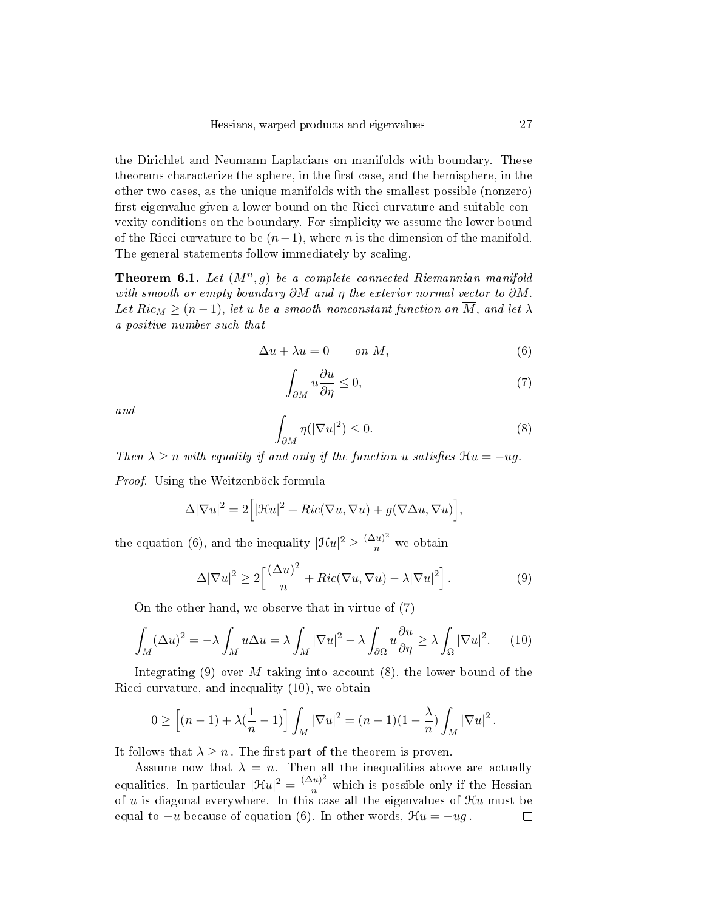the Dirichlet and Neumann Laplacians on manifolds with boundary. These theorems characterize the sphere, in the first case, and the hemisphere, in the other two cases, as the unique manifolds with the smallest possible (nonzero) first eigenvalue given a lower bound on the Ricci curvature and suitable convexity conditions on the boundary. For simplicity we assume the lower bound of the Ricci curvature to be $(n-1)$, where $n$ is the dimension of the manifold. The general statements follow immediately by scaling.

**Theorem 6.1.** *Let $(M^n, g)$ be a complete connected Riemannian manifold with smooth or empty boundary $\partial M$ and $\eta$ the exterior normal vector to $\partial M$. Let $Ric_M \geq (n-1)$, let $u$ be a smooth nonconstant function on $\overline{M}$, and let $\lambda$ a positive number such that*

$$\Delta u + \lambda u = 0 \qquad \text{on } M, \tag{6}$$

$$\int_{\partial M} u \frac{\partial u}{\partial \eta} \leq 0, \tag{7}$$

*and*

$$\int_{\partial M} \eta(|\nabla u|^2) \leq 0. \tag{8}$$

*Then $\lambda \geq n$ with equality if and only if the function $u$ satisfies $\mathcal{H}u = -ug$.*

*Proof.* Using the Weitzenböck formula

$$\Delta|\nabla u|^2 = 2\Big[|\mathcal{H}u|^2 + Ric(\nabla u, \nabla u) + g(\nabla \Delta u, \nabla u)\Big],$$

the equation (6), and the inequality $|\mathcal{H}u|^2 \geq \frac{(\Delta u)^2}{n}$ we obtain

$$\Delta|\nabla u|^2 \geq 2\Big[\frac{(\Delta u)^2}{n} + Ric(\nabla u, \nabla u) - \lambda|\nabla u|^2\Big]. \tag{9}$$

On the other hand, we observe that in virtue of (7)

$$\int_M (\Delta u)^2 = -\lambda \int_M u\Delta u = \lambda \int_M |\nabla u|^2 - \lambda \int_{\partial\Omega} u\frac{\partial u}{\partial \eta} \geq \lambda \int_\Omega |\nabla u|^2. \tag{10}$$

Integrating (9) over $M$ taking into account (8), the lower bound of the Ricci curvature, and inequality (10), we obtain

$$0 \geq \Big[(n-1) + \lambda(\frac{1}{n} - 1)\Big] \int_M |\nabla u|^2 = (n-1)(1 - \frac{\lambda}{n}) \int_M |\nabla u|^2.$$

It follows that $\lambda \geq n$. The first part of the theorem is proven.

Assume now that $\lambda = n$. Then all the inequalities above are actually equalities. In particular $|\mathcal{H}u|^2 = \frac{(\Delta u)^2}{n}$ which is possible only if the Hessian of $u$ is diagonal everywhere. In this case all the eigenvalues of $\mathcal{H}u$ must be equal to $-u$ because of equation (6). In other words, $\mathcal{H}u = -ug$. $\square$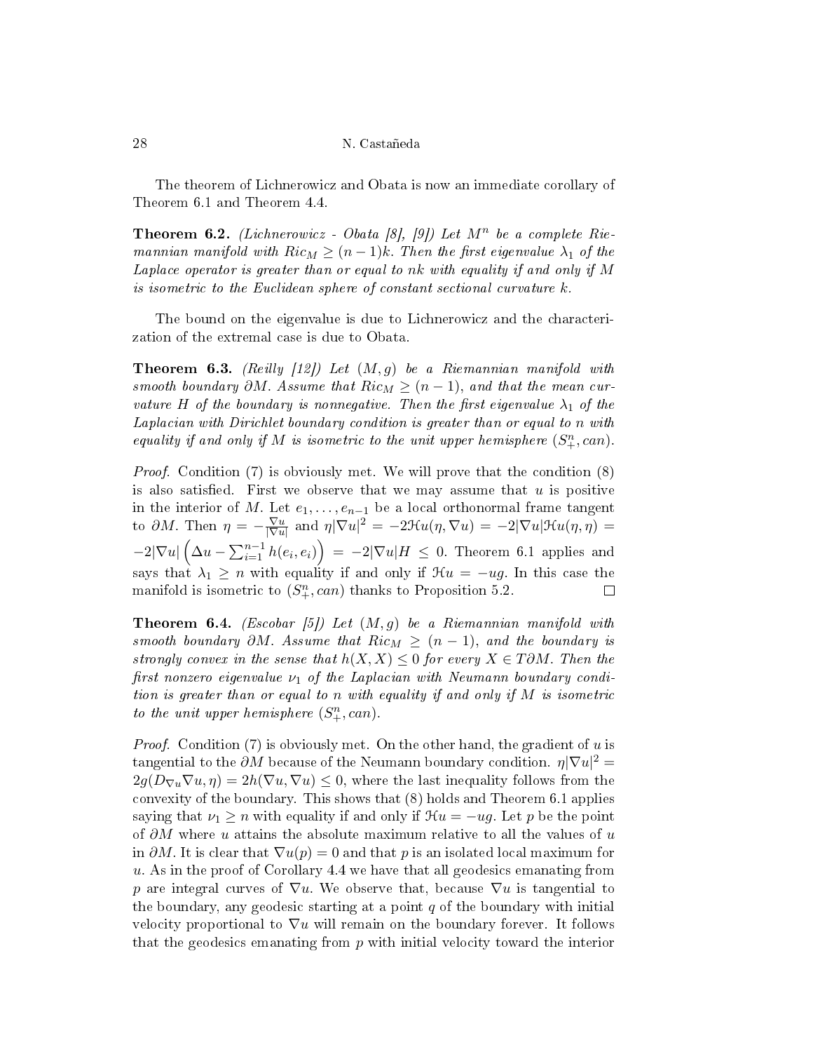The theorem of Lichnerowicz and Obata is now an immediate corollary of Theorem 6.1 and Theorem 4.4.

**Theorem 6.2.** *(Lichnerowicz - Obata [8], [9]) Let $M^n$ be a complete Riemannian manifold with $Ric_M \geq (n-1)k$. Then the first eigenvalue $\lambda_1$ of the Laplace operator is greater than or equal to $nk$ with equality if and only if $M$ is isometric to the Euclidean sphere of constant sectional curvature $k$.*

The bound on the eigenvalue is due to Lichnerowicz and the characterization of the extremal case is due to Obata.

**Theorem 6.3.** *(Reilly [12]) Let $(M, g)$ be a Riemannian manifold with smooth boundary $\partial M$. Assume that $Ric_M \geq (n-1)$, and that the mean curvature $H$ of the boundary is nonnegative. Then the first eigenvalue $\lambda_1$ of the Laplacian with Dirichlet boundary condition is greater than or equal to $n$ with equality if and only if $M$ is isometric to the unit upper hemisphere $(S^n_+, can)$.*

*Proof.* Condition (7) is obviously met. We will prove that the condition (8) is also satisfied. First we observe that we may assume that $u$ is positive in the interior of $M$. Let $e_1, \ldots, e_{n-1}$ be a local orthonormal frame tangent to $\partial M$. Then $\eta = -\frac{\nabla u}{|\nabla u|}$ and $\eta|\nabla u|^2 = -2\mathcal{H}u(\eta, \nabla u) = -2|\nabla u|\mathcal{H}u(\eta, \eta) = -2|\nabla u|\left(\Delta u - \sum_{i=1}^{n-1} h(e_i, e_i)\right) = -2|\nabla u| H \leq 0$. Theorem 6.1 applies and says that $\lambda_1 \geq n$ with equality if and only if $\mathcal{H}u = -ug$. In this case the manifold is isometric to $(S^n_+, can)$ thanks to Proposition 5.2. $\square$

**Theorem 6.4.** *(Escobar [5]) Let $(M, g)$ be a Riemannian manifold with smooth boundary $\partial M$. Assume that $Ric_M \geq (n-1)$, and the boundary is strongly convex in the sense that $h(X, X) \leq 0$ for every $X \in T\partial M$. Then the first nonzero eigenvalue $\nu_1$ of the Laplacian with Neumann boundary condition is greater than or equal to $n$ with equality if and only if $M$ is isometric to the unit upper hemisphere $(S^n_+, can)$.*

*Proof.* Condition (7) is obviously met. On the other hand, the gradient of $u$ is tangential to the $\partial M$ because of the Neumann boundary condition. $\eta|\nabla u|^2 = 2g(D_{\nabla u}\nabla u, \eta) = 2h(\nabla u, \nabla u) \leq 0$, where the last inequality follows from the convexity of the boundary. This shows that (8) holds and Theorem 6.1 applies saying that $\nu_1 \geq n$ with equality if and only if $\mathcal{H}u = -ug$. Let $p$ be the point of $\partial M$ where $u$ attains the absolute maximum relative to all the values of $u$ in $\partial M$. It is clear that $\nabla u(p) = 0$ and that $p$ is an isolated local maximum for $u$. As in the proof of Corollary 4.4 we have that all geodesics emanating from $p$ are integral curves of $\nabla u$. We observe that, because $\nabla u$ is tangential to the boundary, any geodesic starting at a point $q$ of the boundary with initial velocity proportional to $\nabla u$ will remain on the boundary forever. It follows that the geodesics emanating from $p$ with initial velocity toward the interior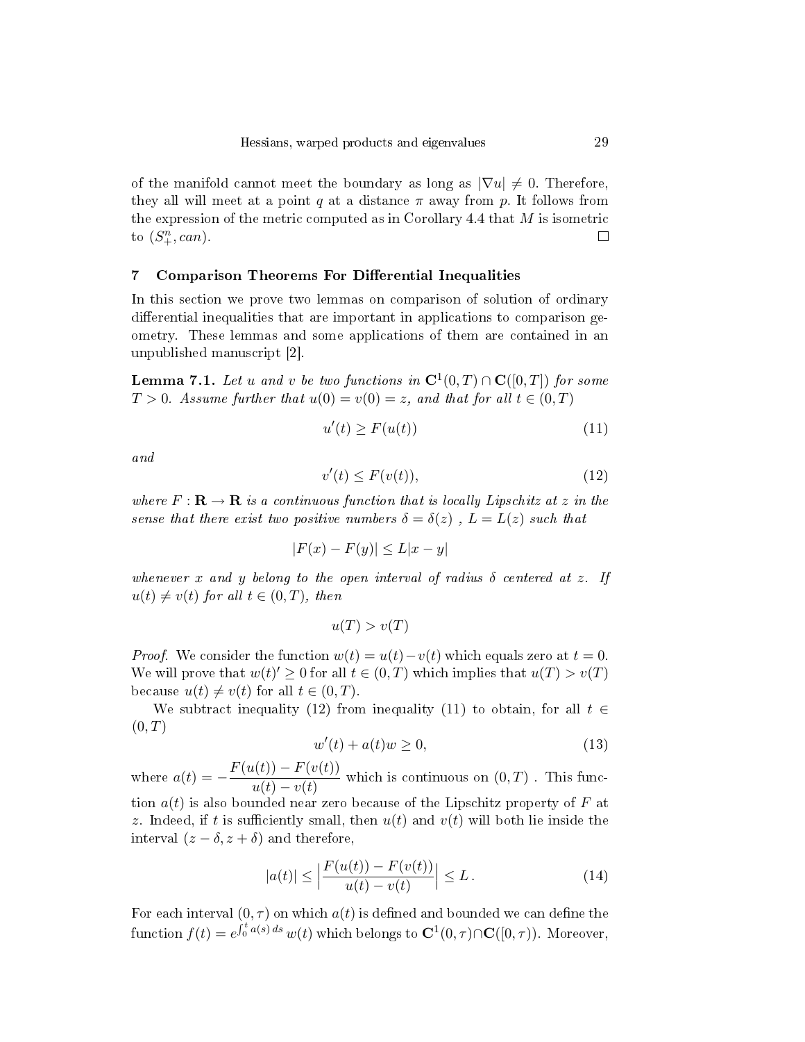of the manifold cannot meet the boundary as long as $|\nabla u| \neq 0$. Therefore, they all will meet at a point $q$ at a distance $\pi$ away from $p$. It follows from the expression of the metric computed as in Corollary 4.4 that $M$ is isometric to $(S^n_+, can)$. $\square$

## 7 Comparison Theorems For Differential Inequalities

In this section we prove two lemmas on comparison of solution of ordinary differential inequalities that are important in applications to comparison geometry. These lemmas and some applications of them are contained in an unpublished manuscript [2].

**Lemma 7.1.** *Let $u$ and $v$ be two functions in $\mathbf{C}^1(0,T) \cap \mathbf{C}([0,T])$ for some $T > 0$. Assume further that $u(0) = v(0) = z$, and that for all $t \in (0,T)$*

$$u'(t) \geq F(u(t)) \tag{11}$$

*and*

$$v'(t) \leq F(v(t)), \tag{12}$$

*where $F : \mathbf{R} \to \mathbf{R}$ is a continuous function that is locally Lipschitz at $z$ in the sense that there exist two positive numbers $\delta = \delta(z)$ , $L = L(z)$ such that*

$$|F(x) - F(y)| \leq L|x - y|$$

*whenever $x$ and $y$ belong to the open interval of radius $\delta$ centered at $z$. If $u(t) \neq v(t)$ for all $t \in (0,T)$, then*

$$u(T) > v(T)$$

*Proof.* We consider the function $w(t) = u(t) - v(t)$ which equals zero at $t = 0$. We will prove that $w(t)' \geq 0$ for all $t \in (0,T)$ which implies that $u(T) > v(T)$ because $u(t) \neq v(t)$ for all $t \in (0,T)$.

We subtract inequality (12) from inequality (11) to obtain, for all $t \in (0,T)$

$$w'(t) + a(t)w \geq 0, \tag{13}$$

where $a(t) = -\dfrac{F(u(t)) - F(v(t))}{u(t) - v(t)}$ which is continuous on $(0,T)$ . This function $a(t)$ is also bounded near zero because of the Lipschitz property of $F$ at $z$. Indeed, if $t$ is sufficiently small, then $u(t)$ and $v(t)$ will both lie inside the interval $(z - \delta, z + \delta)$ and therefore,

$$|a(t)| \leq \Big|\frac{F(u(t)) - F(v(t))}{u(t) - v(t)}\Big| \leq L\,. \tag{14}$$

For each interval $(0,\tau)$ on which $a(t)$ is defined and bounded we can define the function $f(t) = e^{\int_0^t a(s)\,ds}\,w(t)$ which belongs to $\mathbf{C}^1(0,\tau) \cap \mathbf{C}([0,\tau))$. Moreover,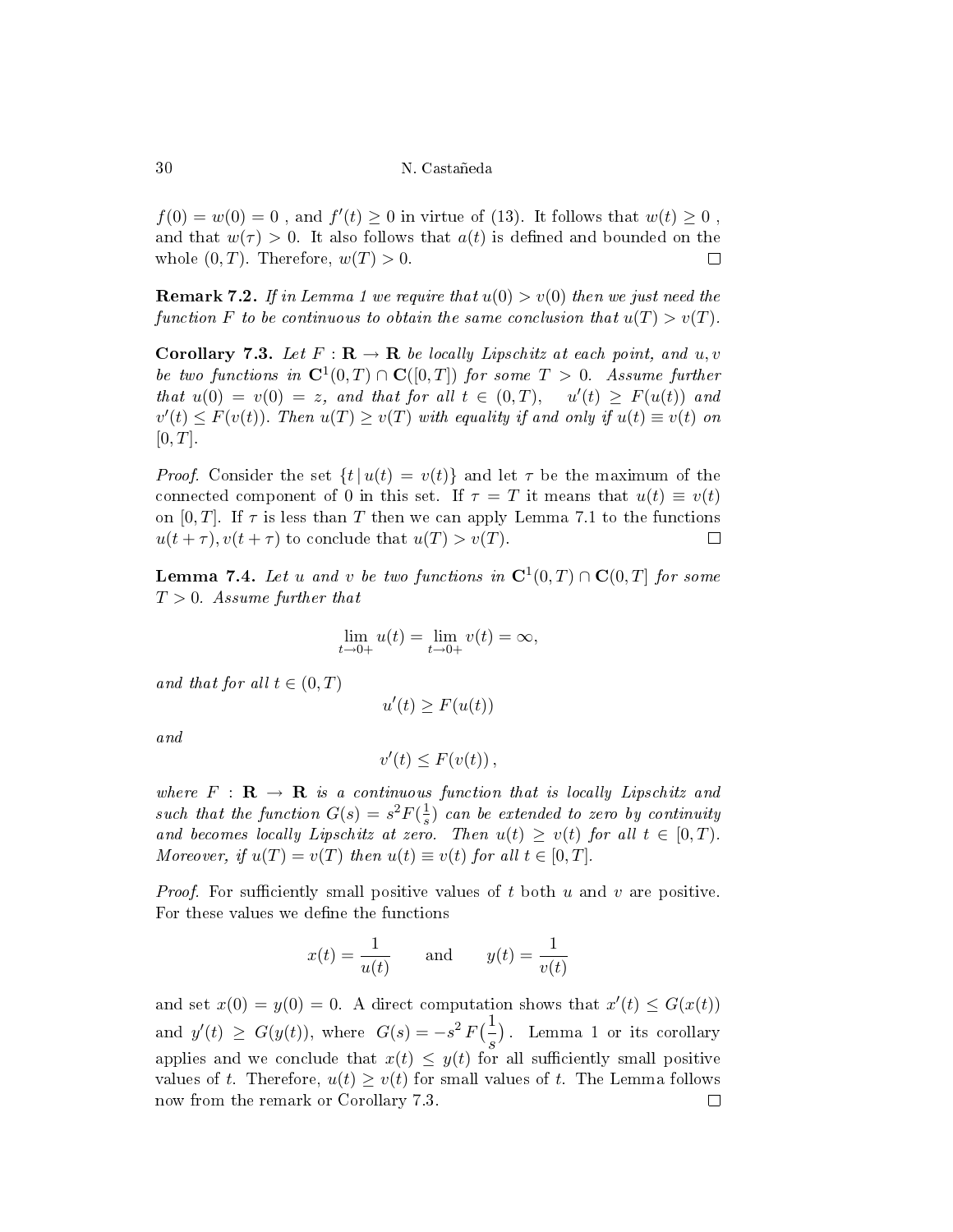$f(0) = w(0) = 0$ , and $f'(t) \geq 0$ in virtue of (13). It follows that $w(t) \geq 0$ , and that $w(\tau) > 0$. It also follows that $a(t)$ is defined and bounded on the whole $(0, T)$. Therefore, $w(T) > 0$. $\square$

**Remark 7.2.** *If in Lemma 1 we require that $u(0) > v(0)$ then we just need the function $F$ to be continuous to obtain the same conclusion that $u(T) > v(T)$.*

**Corollary 7.3.** *Let $F : \mathbf{R} \to \mathbf{R}$ be locally Lipschitz at each point, and $u, v$ be two functions in $\mathbf{C}^1(0,T) \cap \mathbf{C}([0,T])$ for some $T > 0$. Assume further that $u(0) = v(0) = z$, and that for all $t \in (0,T)$, $u'(t) \geq F(u(t))$ and $v'(t) \leq F(v(t))$. Then $u(T) \geq v(T)$ with equality if and only if $u(t) \equiv v(t)$ on $[0,T]$.*

*Proof.* Consider the set $\{t \,|\, u(t) = v(t)\}$ and let $\tau$ be the maximum of the connected component of 0 in this set. If $\tau = T$ it means that $u(t) \equiv v(t)$ on $[0,T]$. If $\tau$ is less than $T$ then we can apply Lemma 7.1 to the functions $u(t + \tau), v(t + \tau)$ to conclude that $u(T) > v(T)$. $\square$

**Lemma 7.4.** *Let $u$ and $v$ be two functions in $\mathbf{C}^1(0,T) \cap \mathbf{C}(0,T]$ for some $T > 0$. Assume further that*

$$\lim_{t \to 0+} u(t) = \lim_{t \to 0+} v(t) = \infty,$$

*and that for all $t \in (0,T)$*

$$u'(t) \geq F(u(t))$$

*and*

$$v'(t) \leq F(v(t)) \,,$$

*where $F : \mathbf{R} \to \mathbf{R}$ is a continuous function that is locally Lipschitz and such that the function $G(s) = s^2 F(\frac{1}{s})$ can be extended to zero by continuity and becomes locally Lipschitz at zero. Then $u(t) \geq v(t)$ for all $t \in [0,T)$. Moreover, if $u(T) = v(T)$ then $u(t) \equiv v(t)$ for all $t \in [0,T]$.*

*Proof.* For sufficiently small positive values of $t$ both $u$ and $v$ are positive. For these values we define the functions

$$x(t) = \frac{1}{u(t)} \qquad \text{and} \qquad y(t) = \frac{1}{v(t)}$$

and set $x(0) = y(0) = 0$. A direct computation shows that $x'(t) \leq G(x(t))$ and $y'(t) \geq G(y(t))$, where $G(s) = -s^2 \, F\big(\dfrac{1}{s}\big)$ . Lemma 1 or its corollary applies and we conclude that $x(t) \leq y(t)$ for all sufficiently small positive values of $t$. Therefore, $u(t) \geq v(t)$ for small values of $t$. The Lemma follows now from the remark or Corollary 7.3. $\square$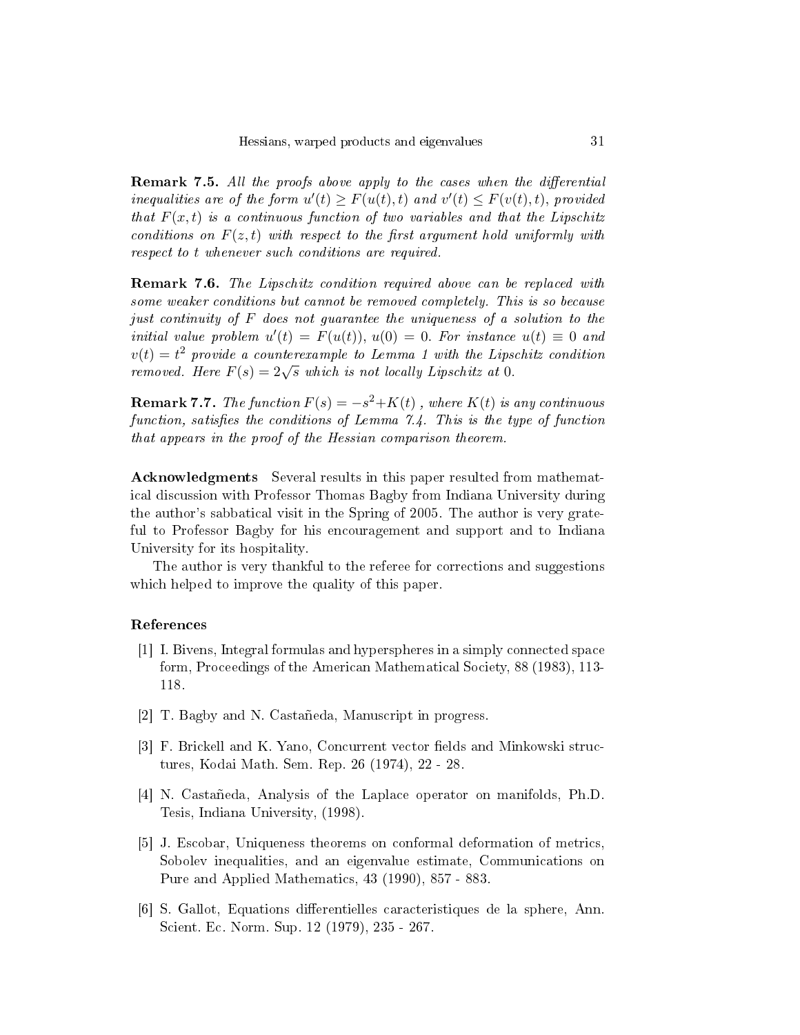**Remark 7.5.** *All the proofs above apply to the cases when the differential inequalities are of the form $u'(t) \geq F(u(t), t)$ and $v'(t) \leq F(v(t), t)$, provided that $F(x, t)$ is a continuous function of two variables and that the Lipschitz conditions on $F(z, t)$ with respect to the first argument hold uniformly with respect to $t$ whenever such conditions are required.*

**Remark 7.6.** *The Lipschitz condition required above can be replaced with some weaker conditions but cannot be removed completely. This is so because just continuity of $F$ does not guarantee the uniqueness of a solution to the initial value problem $u'(t) = F(u(t))$, $u(0) = 0$. For instance $u(t) \equiv 0$ and $v(t) = t^2$ provide a counterexample to Lemma 1 with the Lipschitz condition removed. Here $F(s) = 2\sqrt{s}$ which is not locally Lipschitz at 0.*

**Remark 7.7.** *The function $F(s) = -s^2 + K(t)$, where $K(t)$ is any continuous function, satisfies the conditions of Lemma 7.4. This is the type of function that appears in the proof of the Hessian comparison theorem.*

**Acknowledgments** Several results in this paper resulted from mathematical discussion with Professor Thomas Bagby from Indiana University during the author's sabbatical visit in the Spring of 2005. The author is very grateful to Professor Bagby for his encouragement and support and to Indiana University for its hospitality.

The author is very thankful to the referee for corrections and suggestions which helped to improve the quality of this paper.

## References

[1] I. Bivens, Integral formulas and hyperspheres in a simply connected space form, Proceedings of the American Mathematical Society, 88 (1983), 113-118.

[2] T. Bagby and N. Castañeda, Manuscript in progress.

[3] F. Brickell and K. Yano, Concurrent vector fields and Minkowski structures, Kodai Math. Sem. Rep. 26 (1974), 22 - 28.

[4] N. Castañeda, Analysis of the Laplace operator on manifolds, Ph.D. Tesis, Indiana University, (1998).

[5] J. Escobar, Uniqueness theorems on conformal deformation of metrics, Sobolev inequalities, and an eigenvalue estimate, Communications on Pure and Applied Mathematics, 43 (1990), 857 - 883.

[6] S. Gallot, Equations differentielles caracteristiques de la sphere, Ann. Scient. Ec. Norm. Sup. 12 (1979), 235 - 267.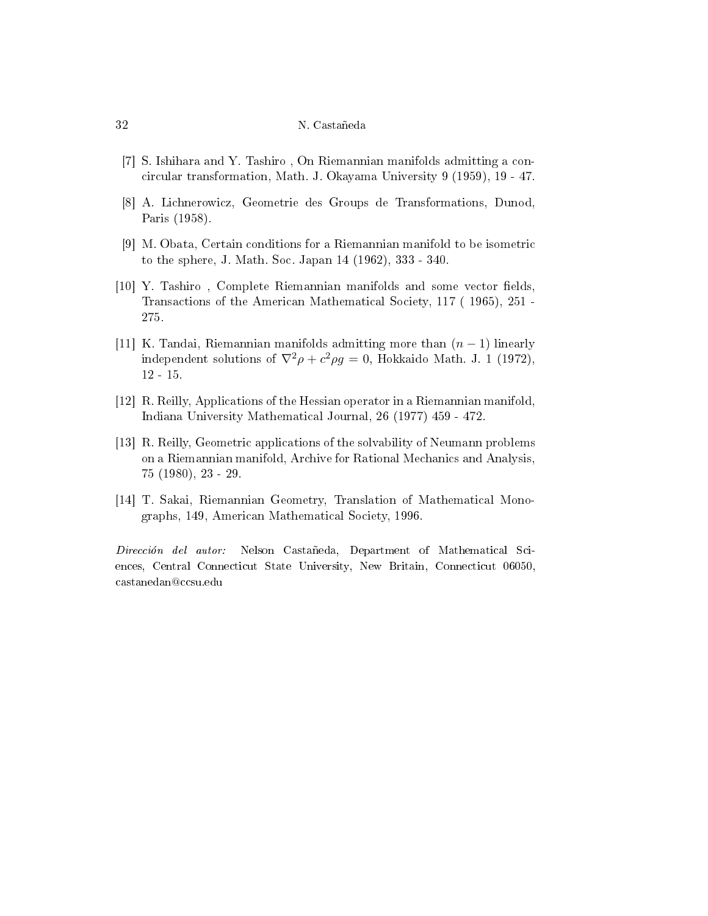[7] S. Ishihara and Y. Tashiro , On Riemannian manifolds admitting a concircular transformation, Math. J. Okayama University 9 (1959), 19 - 47.

[8] A. Lichnerowicz, Geometrie des Groups de Transformations, Dunod, Paris (1958).

[9] M. Obata, Certain conditions for a Riemannian manifold to be isometric to the sphere, J. Math. Soc. Japan 14 (1962), 333 - 340.

[10] Y. Tashiro , Complete Riemannian manifolds and some vector fields, Transactions of the American Mathematical Society, 117 ( 1965), 251 - 275.

[11] K. Tandai, Riemannian manifolds admitting more than $(n-1)$ linearly independent solutions of $\nabla^2\rho + c^2\rho g = 0$, Hokkaido Math. J. 1 (1972), 12 - 15.

[12] R. Reilly, Applications of the Hessian operator in a Riemannian manifold, Indiana University Mathematical Journal, 26 (1977) 459 - 472.

[13] R. Reilly, Geometric applications of the solvability of Neumann problems on a Riemannian manifold, Archive for Rational Mechanics and Analysis, 75 (1980), 23 - 29.

[14] T. Sakai, Riemannian Geometry, Translation of Mathematical Monographs, 149, American Mathematical Society, 1996.

*Dirección del autor:* Nelson Castañeda, Department of Mathematical Sciences, Central Connecticut State University, New Britain, Connecticut 06050, castanedan@ccsu.edu